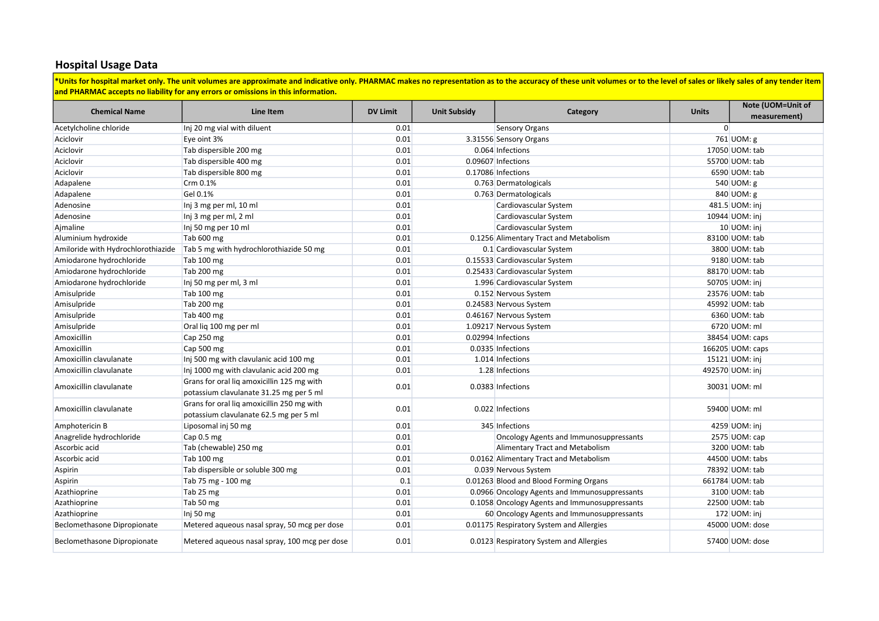## Hospital Usage Data

***Units for hospital market only. The unit volumes are approximate and indicative only. PHARMAC makes no representation as to the accuracy of these unit volumes or to the level of sales or likely sales of any tender item and PHARMAC accepts no liability for any errors or omissions in this information.**

| Chemical Name | Line Item | DV Limit | Unit Subsidy | Category | Units | Note (UOM=Unit of measurement) |
|---|---|---|---|---|---|---|
| Acetylcholine chloride | Inj 20 mg vial with diluent | 0.01 | | Sensory Organs | 0 | |
| Aciclovir | Eye oint 3% | 0.01 | 3.31556 | Sensory Organs | 761 | UOM: g |
| Aciclovir | Tab dispersible 200 mg | 0.01 | 0.064 | Infections | 17050 | UOM: tab |
| Aciclovir | Tab dispersible 400 mg | 0.01 | 0.09607 | Infections | 55700 | UOM: tab |
| Aciclovir | Tab dispersible 800 mg | 0.01 | 0.17086 | Infections | 6590 | UOM: tab |
| Adapalene | Crm 0.1% | 0.01 | 0.763 | Dermatologicals | 540 | UOM: g |
| Adapalene | Gel 0.1% | 0.01 | 0.763 | Dermatologicals | 840 | UOM: g |
| Adenosine | Inj 3 mg per ml, 10 ml | 0.01 | | Cardiovascular System | 481.5 | UOM: inj |
| Adenosine | Inj 3 mg per ml, 2 ml | 0.01 | | Cardiovascular System | 10944 | UOM: inj |
| Ajmaline | Inj 50 mg per 10 ml | 0.01 | | Cardiovascular System | 10 | UOM: inj |
| Aluminium hydroxide | Tab 600 mg | 0.01 | 0.1256 | Alimentary Tract and Metabolism | 83100 | UOM: tab |
| Amiloride with Hydrochlorothiazide | Tab 5 mg with hydrochlorothiazide 50 mg | 0.01 | 0.1 | Cardiovascular System | 3800 | UOM: tab |
| Amiodarone hydrochloride | Tab 100 mg | 0.01 | 0.15533 | Cardiovascular System | 9180 | UOM: tab |
| Amiodarone hydrochloride | Tab 200 mg | 0.01 | 0.25433 | Cardiovascular System | 88170 | UOM: tab |
| Amiodarone hydrochloride | Inj 50 mg per ml, 3 ml | 0.01 | 1.996 | Cardiovascular System | 50705 | UOM: inj |
| Amisulpride | Tab 100 mg | 0.01 | 0.152 | Nervous System | 23576 | UOM: tab |
| Amisulpride | Tab 200 mg | 0.01 | 0.24583 | Nervous System | 45992 | UOM: tab |
| Amisulpride | Tab 400 mg | 0.01 | 0.46167 | Nervous System | 6360 | UOM: tab |
| Amisulpride | Oral liq 100 mg per ml | 0.01 | 1.09217 | Nervous System | 6720 | UOM: ml |
| Amoxicillin | Cap 250 mg | 0.01 | 0.02994 | Infections | 38454 | UOM: caps |
| Amoxicillin | Cap 500 mg | 0.01 | 0.0335 | Infections | 166205 | UOM: caps |
| Amoxicillin clavulanate | Inj 500 mg with clavulanic acid 100 mg | 0.01 | 1.014 | Infections | 15121 | UOM: inj |
| Amoxicillin clavulanate | Inj 1000 mg with clavulanic acid 200 mg | 0.01 | 1.28 | Infections | 492570 | UOM: inj |
| Amoxicillin clavulanate | Grans for oral liq amoxicillin 125 mg with potassium clavulanate 31.25 mg per 5 ml | 0.01 | 0.0383 | Infections | 30031 | UOM: ml |
| Amoxicillin clavulanate | Grans for oral liq amoxicillin 250 mg with potassium clavulanate 62.5 mg per 5 ml | 0.01 | 0.022 | Infections | 59400 | UOM: ml |
| Amphotericin B | Liposomal inj 50 mg | 0.01 | 345 | Infections | 4259 | UOM: inj |
| Anagrelide hydrochloride | Cap 0.5 mg | 0.01 | | Oncology Agents and Immunosuppressants | 2575 | UOM: cap |
| Ascorbic acid | Tab (chewable) 250 mg | 0.01 | | Alimentary Tract and Metabolism | 3200 | UOM: tab |
| Ascorbic acid | Tab 100 mg | 0.01 | 0.0162 | Alimentary Tract and Metabolism | 44500 | UOM: tabs |
| Aspirin | Tab dispersible or soluble 300 mg | 0.01 | 0.039 | Nervous System | 78392 | UOM: tab |
| Aspirin | Tab 75 mg - 100 mg | 0.1 | 0.01263 | Blood and Blood Forming Organs | 661784 | UOM: tab |
| Azathioprine | Tab 25 mg | 0.01 | 0.0966 | Oncology Agents and Immunosuppressants | 3100 | UOM: tab |
| Azathioprine | Tab 50 mg | 0.01 | 0.1058 | Oncology Agents and Immunosuppressants | 22500 | UOM: tab |
| Azathioprine | Inj 50 mg | 0.01 | 60 | Oncology Agents and Immunosuppressants | 172 | UOM: inj |
| Beclomethasone Dipropionate | Metered aqueous nasal spray, 50 mcg per dose | 0.01 | 0.01175 | Respiratory System and Allergies | 45000 | UOM: dose |
| Beclomethasone Dipropionate | Metered aqueous nasal spray, 100 mcg per dose | 0.01 | 0.0123 | Respiratory System and Allergies | 57400 | UOM: dose |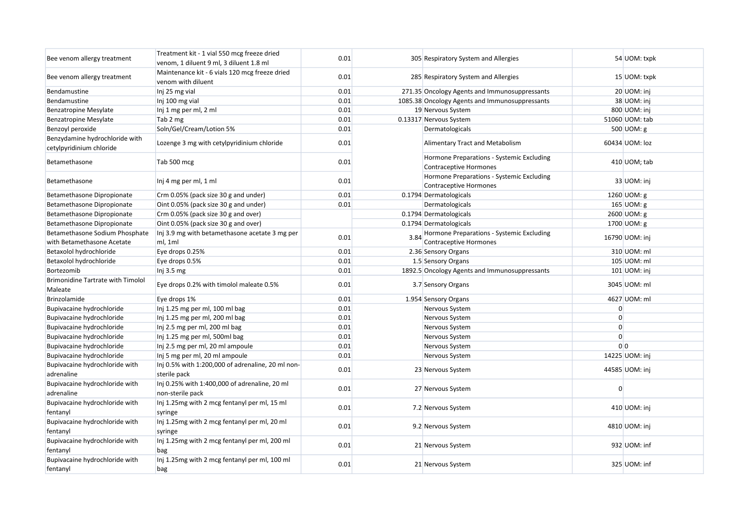| | | | | | | |
|---|---|---|---|---|---|---|
| Bee venom allergy treatment | Treatment kit - 1 vial 550 mcg freeze dried venom, 1 diluent 9 ml, 3 diluent 1.8 ml | 0.01 | 305 | Respiratory System and Allergies | 54 | UOM: txpk |
| Bee venom allergy treatment | Maintenance kit - 6 vials 120 mcg freeze dried venom with diluent | 0.01 | 285 | Respiratory System and Allergies | 15 | UOM: txpk |
| Bendamustine | Inj 25 mg vial | 0.01 | 271.35 | Oncology Agents and Immunosuppressants | 20 | UOM: inj |
| Bendamustine | Inj 100 mg vial | 0.01 | 1085.38 | Oncology Agents and Immunosuppressants | 38 | UOM: inj |
| Benzatropine Mesylate | Inj 1 mg per ml, 2 ml | 0.01 | 19 | Nervous System | 800 | UOM: inj |
| Benzatropine Mesylate | Tab 2 mg | 0.01 | 0.13317 | Nervous System | 51060 | UOM: tab |
| Benzoyl peroxide | Soln/Gel/Cream/Lotion 5% | 0.01 | | Dermatologicals | 500 | UOM: g |
| Benzydamine hydrochloride with cetylpyridinium chloride | Lozenge 3 mg with cetylpyridinium chloride | 0.01 | | Alimentary Tract and Metabolism | 60434 | UOM: loz |
| Betamethasone | Tab 500 mcg | 0.01 | | Hormone Preparations - Systemic Excluding Contraceptive Hormones | 410 | UOM; tab |
| Betamethasone | Inj 4 mg per ml, 1 ml | 0.01 | | Hormone Preparations - Systemic Excluding Contraceptive Hormones | 33 | UOM: inj |
| Betamethasone Dipropionate | Crm 0.05% (pack size 30 g and under) | 0.01 | 0.1794 | Dermatologicals | 1260 | UOM: g |
| Betamethasone Dipropionate | Oint 0.05% (pack size 30 g and under) | 0.01 | | Dermatologicals | 165 | UOM: g |
| Betamethasone Dipropionate | Crm 0.05% (pack size 30 g and over) | | 0.1794 | Dermatologicals | 2600 | UOM: g |
| Betamethasone Dipropionate | Oint 0.05% (pack size 30 g and over) | | 0.1794 | Dermatologicals | 1700 | UOM: g |
| Betamethasone Sodium Phosphate with Betamethasone Acetate | Inj 3.9 mg with betamethasone acetate 3 mg per ml, 1ml | 0.01 | 3.84 | Hormone Preparations - Systemic Excluding Contraceptive Hormones | 16790 | UOM: inj |
| Betaxolol hydrochloride | Eye drops 0.25% | 0.01 | 2.36 | Sensory Organs | 310 | UOM: ml |
| Betaxolol hydrochloride | Eye drops 0.5% | 0.01 | 1.5 | Sensory Organs | 105 | UOM: ml |
| Bortezomib | Inj 3.5 mg | 0.01 | 1892.5 | Oncology Agents and Immunosuppressants | 101 | UOM: inj |
| Brimonidine Tartrate with Timolol Maleate | Eye drops 0.2% with timolol maleate 0.5% | 0.01 | 3.7 | Sensory Organs | 3045 | UOM: ml |
| Brinzolamide | Eye drops 1% | 0.01 | 1.954 | Sensory Organs | 4627 | UOM: ml |
| Bupivacaine hydrochloride | Inj 1.25 mg per ml, 100 ml bag | 0.01 | | Nervous System | 0 | |
| Bupivacaine hydrochloride | Inj 1.25 mg per ml, 200 ml bag | 0.01 | | Nervous System | 0 | |
| Bupivacaine hydrochloride | Inj 2.5 mg per ml, 200 ml bag | 0.01 | | Nervous System | 0 | |
| Bupivacaine hydrochloride | Inj 1.25 mg per ml, 500ml bag | 0.01 | | Nervous System | 0 | |
| Bupivacaine hydrochloride | Inj 2.5 mg per ml, 20 ml ampoule | 0.01 | | Nervous System | 0 | 0 |
| Bupivacaine hydrochloride | Inj 5 mg per ml, 20 ml ampoule | 0.01 | | Nervous System | 14225 | UOM: inj |
| Bupivacaine hydrochloride with adrenaline | Inj 0.5% with 1:200,000 of adrenaline, 20 ml non-sterile pack | 0.01 | 23 | Nervous System | 44585 | UOM: inj |
| Bupivacaine hydrochloride with adrenaline | Inj 0.25% with 1:400,000 of adrenaline, 20 ml non-sterile pack | 0.01 | 27 | Nervous System | 0 | |
| Bupivacaine hydrochloride with fentanyl | Inj 1.25mg with 2 mcg fentanyl per ml, 15 ml syringe | 0.01 | 7.2 | Nervous System | 410 | UOM: inj |
| Bupivacaine hydrochloride with fentanyl | Inj 1.25mg with 2 mcg fentanyl per ml, 20 ml syringe | 0.01 | 9.2 | Nervous System | 4810 | UOM: inj |
| Bupivacaine hydrochloride with fentanyl | Inj 1.25mg with 2 mcg fentanyl per ml, 200 ml bag | 0.01 | 21 | Nervous System | 932 | UOM: inf |
| Bupivacaine hydrochloride with fentanyl | Inj 1.25mg with 2 mcg fentanyl per ml, 100 ml bag | 0.01 | 21 | Nervous System | 325 | UOM: inf |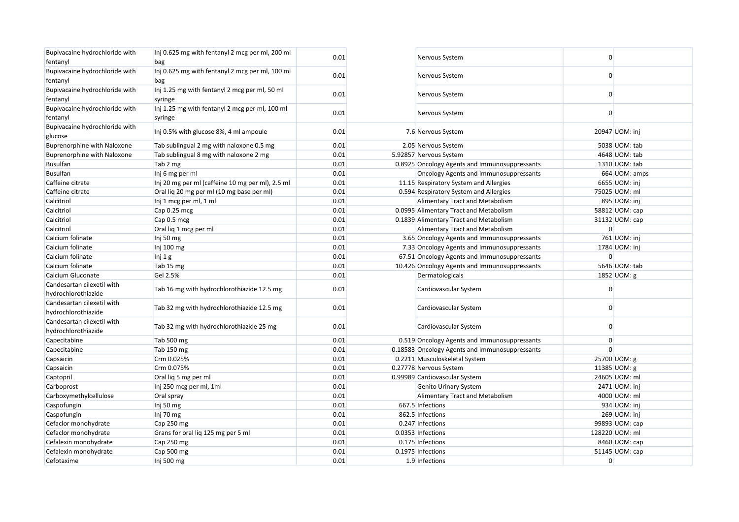| | | | | | | |
|---|---|---|---|---|---|---|
| Bupivacaine hydrochloride with fentanyl | Inj 0.625 mg with fentanyl 2 mcg per ml, 200 ml bag | 0.01 | | Nervous System | 0 | |
| Bupivacaine hydrochloride with fentanyl | Inj 0.625 mg with fentanyl 2 mcg per ml, 100 ml bag | 0.01 | | Nervous System | 0 | |
| Bupivacaine hydrochloride with fentanyl | Inj 1.25 mg with fentanyl 2 mcg per ml, 50 ml syringe | 0.01 | | Nervous System | 0 | |
| Bupivacaine hydrochloride with fentanyl | Inj 1.25 mg with fentanyl 2 mcg per ml, 100 ml syringe | 0.01 | | Nervous System | 0 | |
| Bupivacaine hydrochloride with glucose | Inj 0.5% with glucose 8%, 4 ml ampoule | 0.01 | 7.6 | Nervous System | 20947 | UOM: inj |
| Buprenorphine with Naloxone | Tab sublingual 2 mg with naloxone 0.5 mg | 0.01 | 2.05 | Nervous System | 5038 | UOM: tab |
| Buprenorphine with Naloxone | Tab sublingual 8 mg with naloxone 2 mg | 0.01 | 5.92857 | Nervous System | 4648 | UOM: tab |
| Busulfan | Tab 2 mg | 0.01 | 0.8925 | Oncology Agents and Immunosuppressants | 1310 | UOM: tab |
| Busulfan | Inj 6 mg per ml | 0.01 | | Oncology Agents and Immunosuppressants | 664 | UOM: amps |
| Caffeine citrate | Inj 20 mg per ml (caffeine 10 mg per ml), 2.5 ml | 0.01 | 11.15 | Respiratory System and Allergies | 6655 | UOM: inj |
| Caffeine citrate | Oral liq 20 mg per ml (10 mg base per ml) | 0.01 | 0.594 | Respiratory System and Allergies | 75025 | UOM: ml |
| Calcitriol | Inj 1 mcg per ml, 1 ml | 0.01 | | Alimentary Tract and Metabolism | 895 | UOM: inj |
| Calcitriol | Cap 0.25 mcg | 0.01 | 0.0995 | Alimentary Tract and Metabolism | 58812 | UOM: cap |
| Calcitriol | Cap 0.5 mcg | 0.01 | 0.1839 | Alimentary Tract and Metabolism | 31132 | UOM: cap |
| Calcitriol | Oral liq 1 mcg per ml | 0.01 | | Alimentary Tract and Metabolism | 0 | |
| Calcium folinate | Inj 50 mg | 0.01 | 3.65 | Oncology Agents and Immunosuppressants | 761 | UOM: inj |
| Calcium folinate | Inj 100 mg | 0.01 | 7.33 | Oncology Agents and Immunosuppressants | 1784 | UOM: inj |
| Calcium folinate | Inj 1 g | 0.01 | 67.51 | Oncology Agents and Immunosuppressants | 0 | |
| Calcium folinate | Tab 15 mg | 0.01 | 10.426 | Oncology Agents and Immunosuppressants | 5646 | UOM: tab |
| Calcium Gluconate | Gel 2.5% | 0.01 | | Dermatologicals | 1852 | UOM: g |
| Candesartan cilexetil with hydrochlorothiazide | Tab 16 mg with hydrochlorothiazide 12.5 mg | 0.01 | | Cardiovascular System | 0 | |
| Candesartan cilexetil with hydrochlorothiazide | Tab 32 mg with hydrochlorothiazide 12.5 mg | 0.01 | | Cardiovascular System | 0 | |
| Candesartan cilexetil with hydrochlorothiazide | Tab 32 mg with hydrochlorothiazide 25 mg | 0.01 | | Cardiovascular System | 0 | |
| Capecitabine | Tab 500 mg | 0.01 | 0.519 | Oncology Agents and Immunosuppressants | 0 | |
| Capecitabine | Tab 150 mg | 0.01 | 0.18583 | Oncology Agents and Immunosuppressants | 0 | |
| Capsaicin | Crm 0.025% | 0.01 | 0.2211 | Musculoskeletal System | 25700 | UOM: g |
| Capsaicin | Crm 0.075% | 0.01 | 0.27778 | Nervous System | 11385 | UOM: g |
| Captopril | Oral liq 5 mg per ml | 0.01 | 0.99989 | Cardiovascular System | 24605 | UOM: ml |
| Carboprost | Inj 250 mcg per ml, 1ml | 0.01 | | Genito Urinary System | 2471 | UOM: inj |
| Carboxymethylcellulose | Oral spray | 0.01 | | Alimentary Tract and Metabolism | 4000 | UOM: ml |
| Caspofungin | Inj 50 mg | 0.01 | 667.5 | Infections | 934 | UOM: inj |
| Caspofungin | Inj 70 mg | 0.01 | 862.5 | Infections | 269 | UOM: inj |
| Cefaclor monohydrate | Cap 250 mg | 0.01 | 0.247 | Infections | 99893 | UOM: cap |
| Cefaclor monohydrate | Grans for oral liq 125 mg per 5 ml | 0.01 | 0.0353 | Infections | 128220 | UOM: ml |
| Cefalexin monohydrate | Cap 250 mg | 0.01 | 0.175 | Infections | 8460 | UOM: cap |
| Cefalexin monohydrate | Cap 500 mg | 0.01 | 0.1975 | Infections | 51145 | UOM: cap |
| Cefotaxime | Inj 500 mg | 0.01 | 1.9 | Infections | 0 | |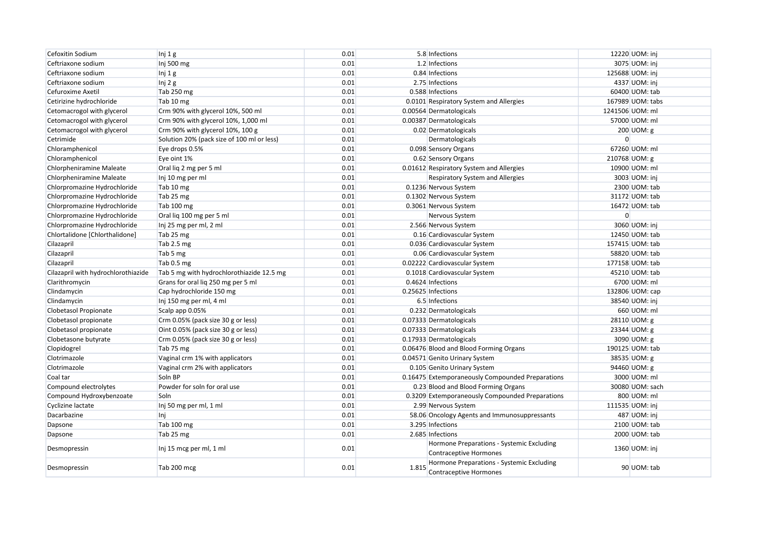| | | | | | | |
|---|---|---|---|---|---|---|
| Cefoxitin Sodium | Inj 1 g | 0.01 | 5.8 | Infections | 12220 | UOM: inj |
| Ceftriaxone sodium | Inj 500 mg | 0.01 | 1.2 | Infections | 3075 | UOM: inj |
| Ceftriaxone sodium | Inj 1 g | 0.01 | 0.84 | Infections | 125688 | UOM: inj |
| Ceftriaxone sodium | Inj 2 g | 0.01 | 2.75 | Infections | 4337 | UOM: inj |
| Cefuroxime Axetil | Tab 250 mg | 0.01 | 0.588 | Infections | 60400 | UOM: tab |
| Cetirizine hydrochloride | Tab 10 mg | 0.01 | 0.0101 | Respiratory System and Allergies | 167989 | UOM: tabs |
| Cetomacrogol with glycerol | Crm 90% with glycerol 10%, 500 ml | 0.01 | 0.00564 | Dermatologicals | 1241506 | UOM: ml |
| Cetomacrogol with glycerol | Crm 90% with glycerol 10%, 1,000 ml | 0.01 | 0.00387 | Dermatologicals | 57000 | UOM: ml |
| Cetomacrogol with glycerol | Crm 90% with glycerol 10%, 100 g | 0.01 | 0.02 | Dermatologicals | 200 | UOM: g |
| Cetrimide | Solution 20% (pack size of 100 ml or less) | 0.01 | | Dermatologicals | 0 | |
| Chloramphenicol | Eye drops 0.5% | 0.01 | 0.098 | Sensory Organs | 67260 | UOM: ml |
| Chloramphenicol | Eye oint 1% | 0.01 | 0.62 | Sensory Organs | 210768 | UOM: g |
| Chlorpheniramine Maleate | Oral liq 2 mg per 5 ml | 0.01 | 0.01612 | Respiratory System and Allergies | 10900 | UOM: ml |
| Chlorpheniramine Maleate | Inj 10 mg per ml | 0.01 | | Respiratory System and Allergies | 3003 | UOM: inj |
| Chlorpromazine Hydrochloride | Tab 10 mg | 0.01 | 0.1236 | Nervous System | 2300 | UOM: tab |
| Chlorpromazine Hydrochloride | Tab 25 mg | 0.01 | 0.1302 | Nervous System | 31172 | UOM: tab |
| Chlorpromazine Hydrochloride | Tab 100 mg | 0.01 | 0.3061 | Nervous System | 16472 | UOM: tab |
| Chlorpromazine Hydrochloride | Oral liq 100 mg per 5 ml | 0.01 | | Nervous System | 0 | |
| Chlorpromazine Hydrochloride | Inj 25 mg per ml, 2 ml | 0.01 | 2.566 | Nervous System | 3060 | UOM: inj |
| Chlortalidone [Chlorthalidone] | Tab 25 mg | 0.01 | 0.16 | Cardiovascular System | 12450 | UOM: tab |
| Cilazapril | Tab 2.5 mg | 0.01 | 0.036 | Cardiovascular System | 157415 | UOM: tab |
| Cilazapril | Tab 5 mg | 0.01 | 0.06 | Cardiovascular System | 58820 | UOM: tab |
| Cilazapril | Tab 0.5 mg | 0.01 | 0.02222 | Cardiovascular System | 177158 | UOM: tab |
| Cilazapril with hydrochlorothiazide | Tab 5 mg with hydrochlorothiazide 12.5 mg | 0.01 | 0.1018 | Cardiovascular System | 45210 | UOM: tab |
| Clarithromycin | Grans for oral liq 250 mg per 5 ml | 0.01 | 0.4624 | Infections | 6700 | UOM: ml |
| Clindamycin | Cap hydrochloride 150 mg | 0.01 | 0.25625 | Infections | 132806 | UOM: cap |
| Clindamycin | Inj 150 mg per ml, 4 ml | 0.01 | 6.5 | Infections | 38540 | UOM: inj |
| Clobetasol Propionate | Scalp app 0.05% | 0.01 | 0.232 | Dermatologicals | 660 | UOM: ml |
| Clobetasol propionate | Crm 0.05% (pack size 30 g or less) | 0.01 | 0.07333 | Dermatologicals | 28110 | UOM: g |
| Clobetasol propionate | Oint 0.05% (pack size 30 g or less) | 0.01 | 0.07333 | Dermatologicals | 23344 | UOM: g |
| Clobetasone butyrate | Crm 0.05% (pack size 30 g or less) | 0.01 | 0.17933 | Dermatologicals | 3090 | UOM: g |
| Clopidogrel | Tab 75 mg | 0.01 | 0.06476 | Blood and Blood Forming Organs | 190125 | UOM: tab |
| Clotrimazole | Vaginal crm 1% with applicators | 0.01 | 0.04571 | Genito Urinary System | 38535 | UOM: g |
| Clotrimazole | Vaginal crm 2% with applicators | 0.01 | 0.105 | Genito Urinary System | 94460 | UOM: g |
| Coal tar | Soln BP | 0.01 | 0.16475 | Extemporaneously Compounded Preparations | 3000 | UOM: ml |
| Compound electrolytes | Powder for soln for oral use | 0.01 | 0.23 | Blood and Blood Forming Organs | 30080 | UOM: sach |
| Compound Hydroxybenzoate | Soln | 0.01 | 0.3209 | Extemporaneously Compounded Preparations | 800 | UOM: ml |
| Cyclizine lactate | Inj 50 mg per ml, 1 ml | 0.01 | 2.99 | Nervous System | 111535 | UOM: inj |
| Dacarbazine | Inj | 0.01 | 58.06 | Oncology Agents and Immunosuppressants | 487 | UOM: inj |
| Dapsone | Tab 100 mg | 0.01 | 3.295 | Infections | 2100 | UOM: tab |
| Dapsone | Tab 25 mg | 0.01 | 2.685 | Infections | 2000 | UOM: tab |
| Desmopressin | Inj 15 mcg per ml, 1 ml | 0.01 | | Hormone Preparations - Systemic Excluding Contraceptive Hormones | 1360 | UOM: inj |
| Desmopressin | Tab 200 mcg | 0.01 | 1.815 | Hormone Preparations - Systemic Excluding Contraceptive Hormones | 90 | UOM: tab |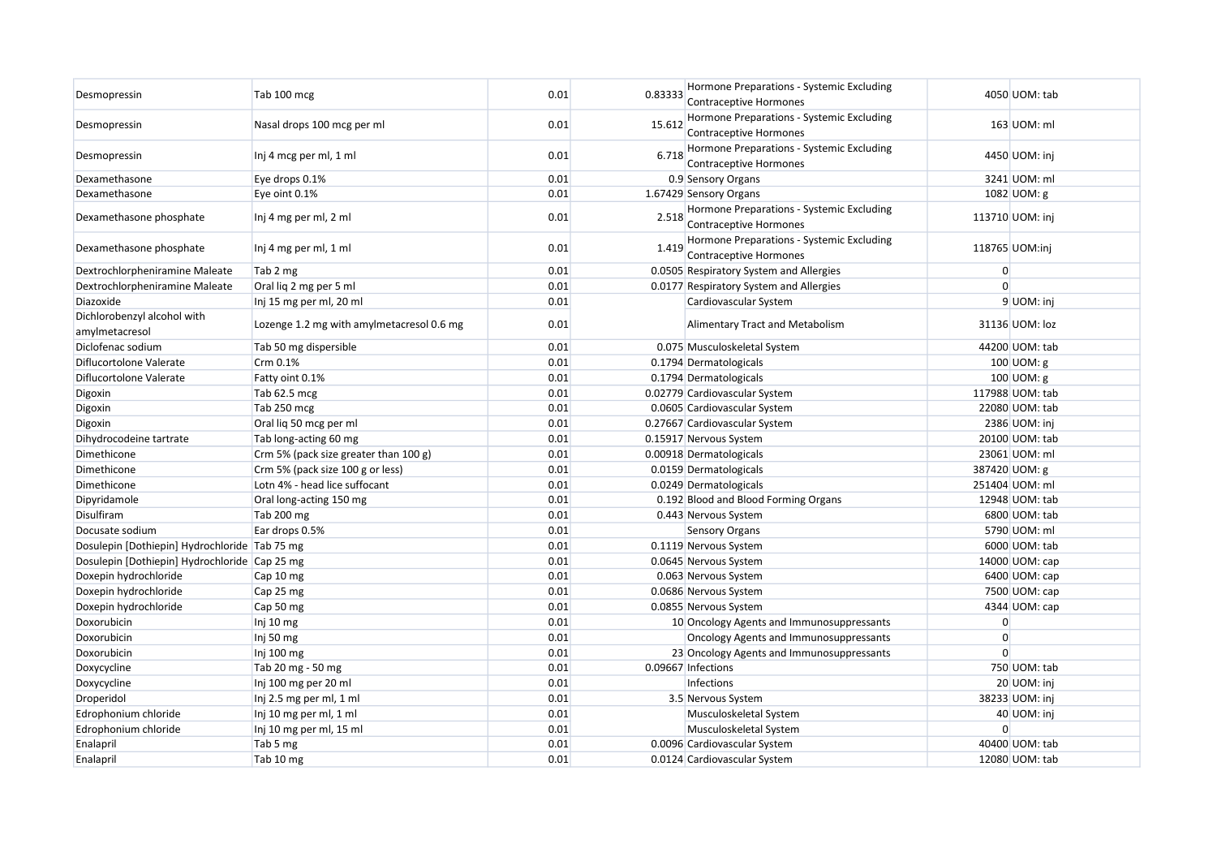| | | | | | | |
|---|---|---|---|---|---|---|
| Desmopressin | Tab 100 mcg | 0.01 | 0.83333 | Hormone Preparations - Systemic Excluding Contraceptive Hormones | 4050 | UOM: tab |
| Desmopressin | Nasal drops 100 mcg per ml | 0.01 | 15.612 | Hormone Preparations - Systemic Excluding Contraceptive Hormones | 163 | UOM: ml |
| Desmopressin | Inj 4 mcg per ml, 1 ml | 0.01 | 6.718 | Hormone Preparations - Systemic Excluding Contraceptive Hormones | 4450 | UOM: inj |
| Dexamethasone | Eye drops 0.1% | 0.01 | 0.9 | Sensory Organs | 3241 | UOM: ml |
| Dexamethasone | Eye oint 0.1% | 0.01 | 1.67429 | Sensory Organs | 1082 | UOM: g |
| Dexamethasone phosphate | Inj 4 mg per ml, 2 ml | 0.01 | 2.518 | Hormone Preparations - Systemic Excluding Contraceptive Hormones | 113710 | UOM: inj |
| Dexamethasone phosphate | Inj 4 mg per ml, 1 ml | 0.01 | 1.419 | Hormone Preparations - Systemic Excluding Contraceptive Hormones | 118765 | UOM:inj |
| Dextrochlorpheniramine Maleate | Tab 2 mg | 0.01 | 0.0505 | Respiratory System and Allergies | 0 | |
| Dextrochlorpheniramine Maleate | Oral liq 2 mg per 5 ml | 0.01 | 0.0177 | Respiratory System and Allergies | 0 | |
| Diazoxide | Inj 15 mg per ml, 20 ml | 0.01 | | Cardiovascular System | 9 | UOM: inj |
| Dichlorobenzyl alcohol with amylmetacresol | Lozenge 1.2 mg with amylmetacresol 0.6 mg | 0.01 | | Alimentary Tract and Metabolism | 31136 | UOM: loz |
| Diclofenac sodium | Tab 50 mg dispersible | 0.01 | 0.075 | Musculoskeletal System | 44200 | UOM: tab |
| Diflucortolone Valerate | Crm 0.1% | 0.01 | 0.1794 | Dermatologicals | 100 | UOM: g |
| Diflucortolone Valerate | Fatty oint 0.1% | 0.01 | 0.1794 | Dermatologicals | 100 | UOM: g |
| Digoxin | Tab 62.5 mcg | 0.01 | 0.02779 | Cardiovascular System | 117988 | UOM: tab |
| Digoxin | Tab 250 mcg | 0.01 | 0.0605 | Cardiovascular System | 22080 | UOM: tab |
| Digoxin | Oral liq 50 mcg per ml | 0.01 | 0.27667 | Cardiovascular System | 2386 | UOM: inj |
| Dihydrocodeine tartrate | Tab long-acting 60 mg | 0.01 | 0.15917 | Nervous System | 20100 | UOM: tab |
| Dimethicone | Crm 5% (pack size greater than 100 g) | 0.01 | 0.00918 | Dermatologicals | 23061 | UOM: ml |
| Dimethicone | Crm 5% (pack size 100 g or less) | 0.01 | 0.0159 | Dermatologicals | 387420 | UOM: g |
| Dimethicone | Lotn 4% - head lice suffocant | 0.01 | 0.0249 | Dermatologicals | 251404 | UOM: ml |
| Dipyridamole | Oral long-acting 150 mg | 0.01 | 0.192 | Blood and Blood Forming Organs | 12948 | UOM: tab |
| Disulfiram | Tab 200 mg | 0.01 | 0.443 | Nervous System | 6800 | UOM: tab |
| Docusate sodium | Ear drops 0.5% | 0.01 | | Sensory Organs | 5790 | UOM: ml |
| Dosulepin [Dothiepin] Hydrochloride | Tab 75 mg | 0.01 | 0.1119 | Nervous System | 6000 | UOM: tab |
| Dosulepin [Dothiepin] Hydrochloride | Cap 25 mg | 0.01 | 0.0645 | Nervous System | 14000 | UOM: cap |
| Doxepin hydrochloride | Cap 10 mg | 0.01 | 0.063 | Nervous System | 6400 | UOM: cap |
| Doxepin hydrochloride | Cap 25 mg | 0.01 | 0.0686 | Nervous System | 7500 | UOM: cap |
| Doxepin hydrochloride | Cap 50 mg | 0.01 | 0.0855 | Nervous System | 4344 | UOM: cap |
| Doxorubicin | Inj 10 mg | 0.01 | 10 | Oncology Agents and Immunosuppressants | 0 | |
| Doxorubicin | Inj 50 mg | 0.01 | | Oncology Agents and Immunosuppressants | 0 | |
| Doxorubicin | Inj 100 mg | 0.01 | 23 | Oncology Agents and Immunosuppressants | 0 | |
| Doxycycline | Tab 20 mg - 50 mg | 0.01 | 0.09667 | Infections | 750 | UOM: tab |
| Doxycycline | Inj 100 mg per 20 ml | 0.01 | | Infections | 20 | UOM: inj |
| Droperidol | Inj 2.5 mg per ml, 1 ml | 0.01 | 3.5 | Nervous System | 38233 | UOM: inj |
| Edrophonium chloride | Inj 10 mg per ml, 1 ml | 0.01 | | Musculoskeletal System | 40 | UOM: inj |
| Edrophonium chloride | Inj 10 mg per ml, 15 ml | 0.01 | | Musculoskeletal System | 0 | |
| Enalapril | Tab 5 mg | 0.01 | 0.0096 | Cardiovascular System | 40400 | UOM: tab |
| Enalapril | Tab 10 mg | 0.01 | 0.0124 | Cardiovascular System | 12080 | UOM: tab |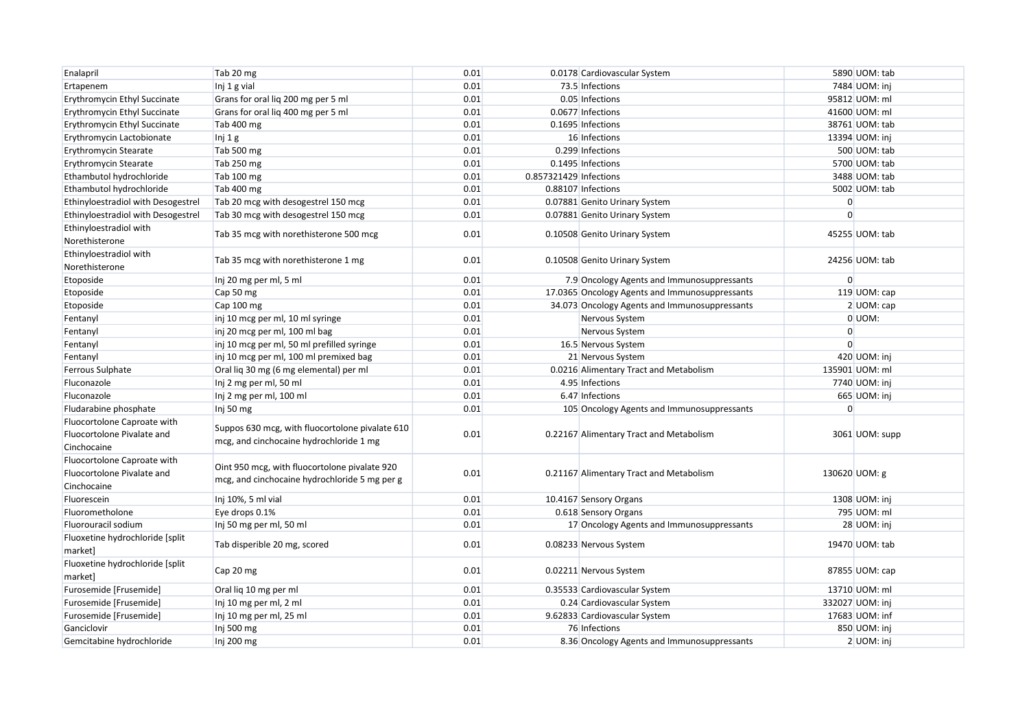| | | | | | | |
|---|---|---|---|---|---|---|
| Enalapril | Tab 20 mg | 0.01 | 0.0178 | Cardiovascular System | 5890 | UOM: tab |
| Ertapenem | Inj 1 g vial | 0.01 | 73.5 | Infections | 7484 | UOM: inj |
| Erythromycin Ethyl Succinate | Grans for oral liq 200 mg per 5 ml | 0.01 | 0.05 | Infections | 95812 | UOM: ml |
| Erythromycin Ethyl Succinate | Grans for oral liq 400 mg per 5 ml | 0.01 | 0.0677 | Infections | 41600 | UOM: ml |
| Erythromycin Ethyl Succinate | Tab 400 mg | 0.01 | 0.1695 | Infections | 38761 | UOM: tab |
| Erythromycin Lactobionate | Inj 1 g | 0.01 | 16 | Infections | 13394 | UOM: inj |
| Erythromycin Stearate | Tab 500 mg | 0.01 | 0.299 | Infections | 500 | UOM: tab |
| Erythromycin Stearate | Tab 250 mg | 0.01 | 0.1495 | Infections | 5700 | UOM: tab |
| Ethambutol hydrochloride | Tab 100 mg | 0.01 | 0.857321429 | Infections | 3488 | UOM: tab |
| Ethambutol hydrochloride | Tab 400 mg | 0.01 | 0.88107 | Infections | 5002 | UOM: tab |
| Ethinyloestradiol with Desogestrel | Tab 20 mcg with desogestrel 150 mcg | 0.01 | 0.07881 | Genito Urinary System | 0 | |
| Ethinyloestradiol with Desogestrel | Tab 30 mcg with desogestrel 150 mcg | 0.01 | 0.07881 | Genito Urinary System | 0 | |
| Ethinyloestradiol with Norethisterone | Tab 35 mcg with norethisterone 500 mcg | 0.01 | 0.10508 | Genito Urinary System | 45255 | UOM: tab |
| Ethinyloestradiol with Norethisterone | Tab 35 mcg with norethisterone 1 mg | 0.01 | 0.10508 | Genito Urinary System | 24256 | UOM: tab |
| Etoposide | Inj 20 mg per ml, 5 ml | 0.01 | 7.9 | Oncology Agents and Immunosuppressants | 0 | |
| Etoposide | Cap 50 mg | 0.01 | 17.0365 | Oncology Agents and Immunosuppressants | 119 | UOM: cap |
| Etoposide | Cap 100 mg | 0.01 | 34.073 | Oncology Agents and Immunosuppressants | 2 | UOM: cap |
| Fentanyl | inj 10 mcg per ml, 10 ml syringe | 0.01 | | Nervous System | 0 | UOM: |
| Fentanyl | inj 20 mcg per ml, 100 ml bag | 0.01 | | Nervous System | 0 | |
| Fentanyl | inj 10 mcg per ml, 50 ml prefilled syringe | 0.01 | 16.5 | Nervous System | 0 | |
| Fentanyl | inj 10 mcg per ml, 100 ml premixed bag | 0.01 | 21 | Nervous System | 420 | UOM: inj |
| Ferrous Sulphate | Oral liq 30 mg (6 mg elemental) per ml | 0.01 | 0.0216 | Alimentary Tract and Metabolism | 135901 | UOM: ml |
| Fluconazole | Inj 2 mg per ml, 50 ml | 0.01 | 4.95 | Infections | 7740 | UOM: inj |
| Fluconazole | Inj 2 mg per ml, 100 ml | 0.01 | 6.47 | Infections | 665 | UOM: inj |
| Fludarabine phosphate | Inj 50 mg | 0.01 | 105 | Oncology Agents and Immunosuppressants | 0 | |
| Fluocortolone Caproate with Fluocortolone Pivalate and Cinchocaine | Suppos 630 mcg, with fluocortolone pivalate 610 mcg, and cinchocaine hydrochloride 1 mg | 0.01 | 0.22167 | Alimentary Tract and Metabolism | 3061 | UOM: supp |
| Fluocortolone Caproate with Fluocortolone Pivalate and Cinchocaine | Oint 950 mcg, with fluocortolone pivalate 920 mcg, and cinchocaine hydrochloride 5 mg per g | 0.01 | 0.21167 | Alimentary Tract and Metabolism | 130620 | UOM: g |
| Fluorescein | Inj 10%, 5 ml vial | 0.01 | 10.4167 | Sensory Organs | 1308 | UOM: inj |
| Fluorometholone | Eye drops 0.1% | 0.01 | 0.618 | Sensory Organs | 795 | UOM: ml |
| Fluorouracil sodium | Inj 50 mg per ml, 50 ml | 0.01 | 17 | Oncology Agents and Immunosuppressants | 28 | UOM: inj |
| Fluoxetine hydrochloride [split market] | Tab disperible 20 mg, scored | 0.01 | 0.08233 | Nervous System | 19470 | UOM: tab |
| Fluoxetine hydrochloride [split market] | Cap 20 mg | 0.01 | 0.02211 | Nervous System | 87855 | UOM: cap |
| Furosemide [Frusemide] | Oral liq 10 mg per ml | 0.01 | 0.35533 | Cardiovascular System | 13710 | UOM: ml |
| Furosemide [Frusemide] | Inj 10 mg per ml, 2 ml | 0.01 | 0.24 | Cardiovascular System | 332027 | UOM: inj |
| Furosemide [Frusemide] | Inj 10 mg per ml, 25 ml | 0.01 | 9.62833 | Cardiovascular System | 17683 | UOM: inf |
| Ganciclovir | Inj 500 mg | 0.01 | 76 | Infections | 850 | UOM: inj |
| Gemcitabine hydrochloride | Inj 200 mg | 0.01 | 8.36 | Oncology Agents and Immunosuppressants | 2 | UOM: inj |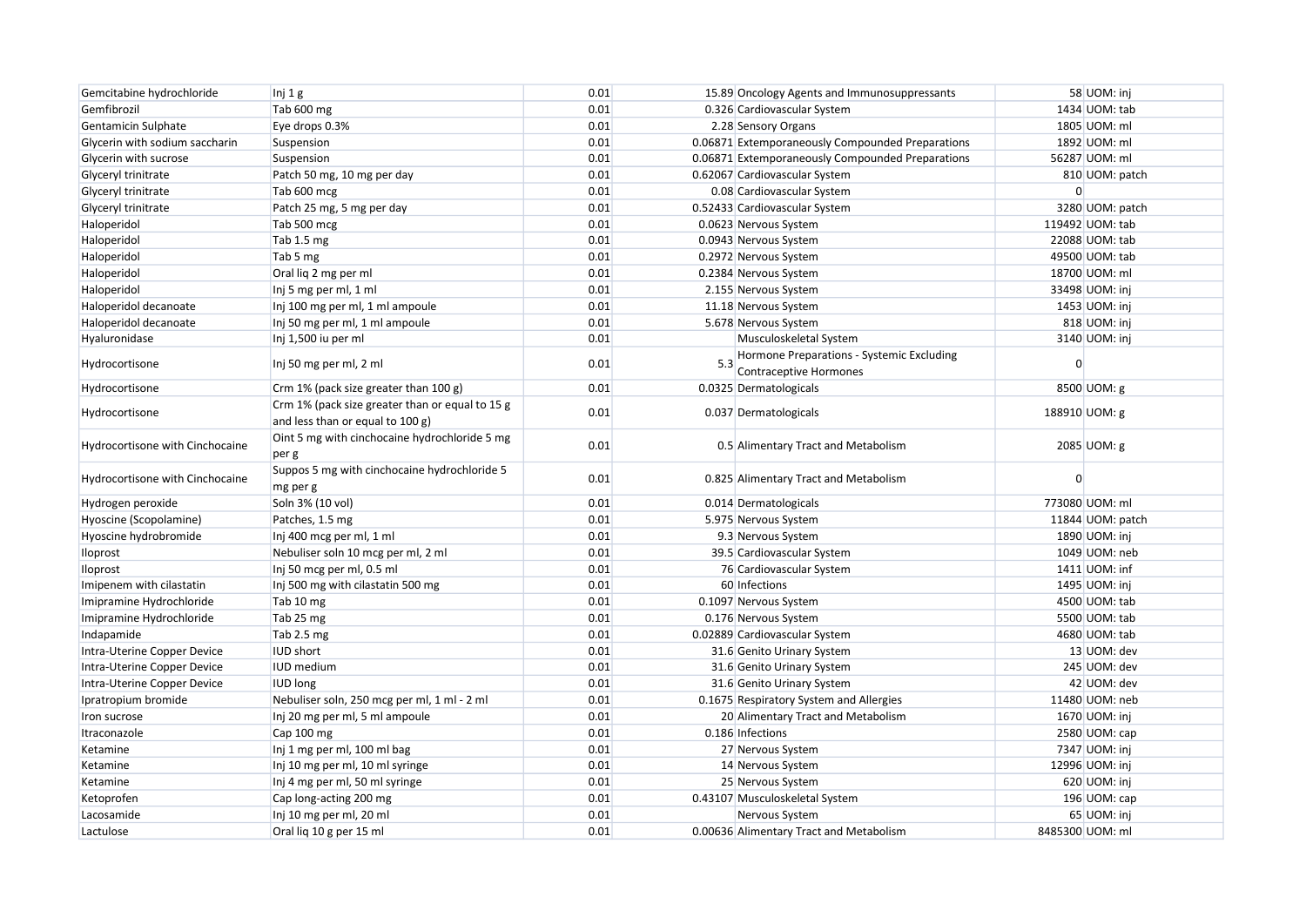| | | | | | | |
|---|---|---|---|---|---|---|
| Gemcitabine hydrochloride | Inj 1 g | 0.01 | 15.89 | Oncology Agents and Immunosuppressants | 58 | UOM: inj |
| Gemfibrozil | Tab 600 mg | 0.01 | 0.326 | Cardiovascular System | 1434 | UOM: tab |
| Gentamicin Sulphate | Eye drops 0.3% | 0.01 | 2.28 | Sensory Organs | 1805 | UOM: ml |
| Glycerin with sodium saccharin | Suspension | 0.01 | 0.06871 | Extemporaneously Compounded Preparations | 1892 | UOM: ml |
| Glycerin with sucrose | Suspension | 0.01 | 0.06871 | Extemporaneously Compounded Preparations | 56287 | UOM: ml |
| Glyceryl trinitrate | Patch 50 mg, 10 mg per day | 0.01 | 0.62067 | Cardiovascular System | 810 | UOM: patch |
| Glyceryl trinitrate | Tab 600 mcg | 0.01 | 0.08 | Cardiovascular System | 0 | |
| Glyceryl trinitrate | Patch 25 mg, 5 mg per day | 0.01 | 0.52433 | Cardiovascular System | 3280 | UOM: patch |
| Haloperidol | Tab 500 mcg | 0.01 | 0.0623 | Nervous System | 119492 | UOM: tab |
| Haloperidol | Tab 1.5 mg | 0.01 | 0.0943 | Nervous System | 22088 | UOM: tab |
| Haloperidol | Tab 5 mg | 0.01 | 0.2972 | Nervous System | 49500 | UOM: tab |
| Haloperidol | Oral liq 2 mg per ml | 0.01 | 0.2384 | Nervous System | 18700 | UOM: ml |
| Haloperidol | Inj 5 mg per ml, 1 ml | 0.01 | 2.155 | Nervous System | 33498 | UOM: inj |
| Haloperidol decanoate | Inj 100 mg per ml, 1 ml ampoule | 0.01 | 11.18 | Nervous System | 1453 | UOM: inj |
| Haloperidol decanoate | Inj 50 mg per ml, 1 ml ampoule | 0.01 | 5.678 | Nervous System | 818 | UOM: inj |
| Hyaluronidase | Inj 1,500 iu per ml | 0.01 | | Musculoskeletal System | 3140 | UOM: inj |
| Hydrocortisone | Inj 50 mg per ml, 2 ml | 0.01 | 5.3 | Hormone Preparations - Systemic Excluding Contraceptive Hormones | 0 | |
| Hydrocortisone | Crm 1% (pack size greater than 100 g) | 0.01 | 0.0325 | Dermatologicals | 8500 | UOM: g |
| Hydrocortisone | Crm 1% (pack size greater than or equal to 15 g and less than or equal to 100 g) | 0.01 | 0.037 | Dermatologicals | 188910 | UOM: g |
| Hydrocortisone with Cinchocaine | Oint 5 mg with cinchocaine hydrochloride 5 mg per g | 0.01 | 0.5 | Alimentary Tract and Metabolism | 2085 | UOM: g |
| Hydrocortisone with Cinchocaine | Suppos 5 mg with cinchocaine hydrochloride 5 mg per g | 0.01 | 0.825 | Alimentary Tract and Metabolism | 0 | |
| Hydrogen peroxide | Soln 3% (10 vol) | 0.01 | 0.014 | Dermatologicals | 773080 | UOM: ml |
| Hyoscine (Scopolamine) | Patches, 1.5 mg | 0.01 | 5.975 | Nervous System | 11844 | UOM: patch |
| Hyoscine hydrobromide | Inj 400 mcg per ml, 1 ml | 0.01 | 9.3 | Nervous System | 1890 | UOM: inj |
| Iloprost | Nebuliser soln 10 mcg per ml, 2 ml | 0.01 | 39.5 | Cardiovascular System | 1049 | UOM: neb |
| Iloprost | Inj 50 mcg per ml, 0.5 ml | 0.01 | 76 | Cardiovascular System | 1411 | UOM: inf |
| Imipenem with cilastatin | Inj 500 mg with cilastatin 500 mg | 0.01 | 60 | Infections | 1495 | UOM: inj |
| Imipramine Hydrochloride | Tab 10 mg | 0.01 | 0.1097 | Nervous System | 4500 | UOM: tab |
| Imipramine Hydrochloride | Tab 25 mg | 0.01 | 0.176 | Nervous System | 5500 | UOM: tab |
| Indapamide | Tab 2.5 mg | 0.01 | 0.02889 | Cardiovascular System | 4680 | UOM: tab |
| Intra-Uterine Copper Device | IUD short | 0.01 | 31.6 | Genito Urinary System | 13 | UOM: dev |
| Intra-Uterine Copper Device | IUD medium | 0.01 | 31.6 | Genito Urinary System | 245 | UOM: dev |
| Intra-Uterine Copper Device | IUD long | 0.01 | 31.6 | Genito Urinary System | 42 | UOM: dev |
| Ipratropium bromide | Nebuliser soln, 250 mcg per ml, 1 ml - 2 ml | 0.01 | 0.1675 | Respiratory System and Allergies | 11480 | UOM: neb |
| Iron sucrose | Inj 20 mg per ml, 5 ml ampoule | 0.01 | 20 | Alimentary Tract and Metabolism | 1670 | UOM: inj |
| Itraconazole | Cap 100 mg | 0.01 | 0.186 | Infections | 2580 | UOM: cap |
| Ketamine | Inj 1 mg per ml, 100 ml bag | 0.01 | 27 | Nervous System | 7347 | UOM: inj |
| Ketamine | Inj 10 mg per ml, 10 ml syringe | 0.01 | 14 | Nervous System | 12996 | UOM: inj |
| Ketamine | Inj 4 mg per ml, 50 ml syringe | 0.01 | 25 | Nervous System | 620 | UOM: inj |
| Ketoprofen | Cap long-acting 200 mg | 0.01 | 0.43107 | Musculoskeletal System | 196 | UOM: cap |
| Lacosamide | Inj 10 mg per ml, 20 ml | 0.01 | | Nervous System | 65 | UOM: inj |
| Lactulose | Oral liq 10 g per 15 ml | 0.01 | 0.00636 | Alimentary Tract and Metabolism | 8485300 | UOM: ml |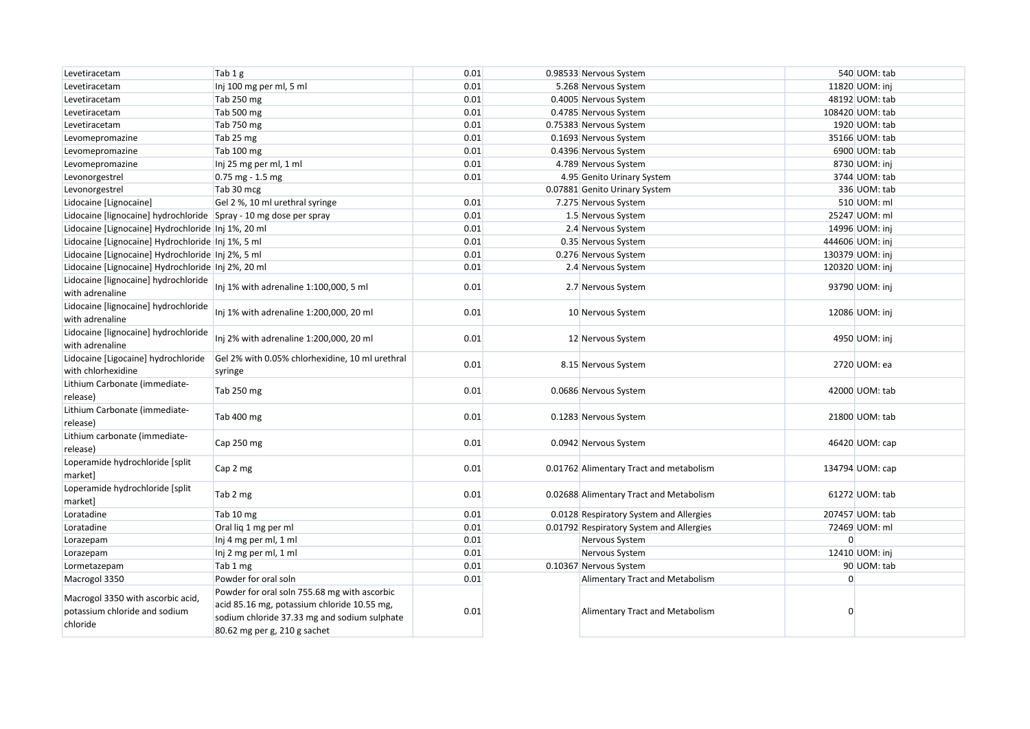| | | | | | | |
|---|---|---|---|---|---|---|
| Levetiracetam | Tab 1 g | 0.01 | 0.98533 | Nervous System | 540 | UOM: tab |
| Levetiracetam | Inj 100 mg per ml, 5 ml | 0.01 | 5.268 | Nervous System | 11820 | UOM: inj |
| Levetiracetam | Tab 250 mg | 0.01 | 0.4005 | Nervous System | 48192 | UOM: tab |
| Levetiracetam | Tab 500 mg | 0.01 | 0.4785 | Nervous System | 108420 | UOM: tab |
| Levetiracetam | Tab 750 mg | 0.01 | 0.75383 | Nervous System | 1920 | UOM: tab |
| Levomepromazine | Tab 25 mg | 0.01 | 0.1693 | Nervous System | 35166 | UOM: tab |
| Levomepromazine | Tab 100 mg | 0.01 | 0.4396 | Nervous System | 6900 | UOM: tab |
| Levomepromazine | Inj 25 mg per ml, 1 ml | 0.01 | 4.789 | Nervous System | 8730 | UOM: inj |
| Levonorgestrel | 0.75 mg - 1.5 mg | 0.01 | 4.95 | Genito Urinary System | 3744 | UOM: tab |
| Levonorgestrel | Tab 30 mcg | | 0.07881 | Genito Urinary System | 336 | UOM: tab |
| Lidocaine [Lignocaine] | Gel 2 %, 10 ml urethral syringe | 0.01 | 7.275 | Nervous System | 510 | UOM: ml |
| Lidocaine [lignocaine] hydrochloride | Spray - 10 mg dose per spray | 0.01 | 1.5 | Nervous System | 25247 | UOM: ml |
| Lidocaine [Lignocaine] Hydrochloride | Inj 1%, 20 ml | 0.01 | 2.4 | Nervous System | 14996 | UOM: inj |
| Lidocaine [Lignocaine] Hydrochloride | Inj 1%, 5 ml | 0.01 | 0.35 | Nervous System | 444606 | UOM: inj |
| Lidocaine [Lignocaine] Hydrochloride | Inj 2%, 5 ml | 0.01 | 0.276 | Nervous System | 130379 | UOM: inj |
| Lidocaine [Lignocaine] Hydrochloride | Inj 2%, 20 ml | 0.01 | 2.4 | Nervous System | 120320 | UOM: inj |
| Lidocaine [lignocaine] hydrochloride with adrenaline | Inj 1% with adrenaline 1:100,000, 5 ml | 0.01 | 2.7 | Nervous System | 93790 | UOM: inj |
| Lidocaine [lignocaine] hydrochloride with adrenaline | Inj 1% with adrenaline 1:200,000, 20 ml | 0.01 | 10 | Nervous System | 12086 | UOM: inj |
| Lidocaine [lignocaine] hydrochloride with adrenaline | Inj 2% with adrenaline 1:200,000, 20 ml | 0.01 | 12 | Nervous System | 4950 | UOM: inj |
| Lidocaine [Ligocaine] hydrochloride with chlorhexidine | Gel 2% with 0.05% chlorhexidine, 10 ml urethral syringe | 0.01 | 8.15 | Nervous System | 2720 | UOM: ea |
| Lithium Carbonate (immediate-release) | Tab 250 mg | 0.01 | 0.0686 | Nervous System | 42000 | UOM: tab |
| Lithium Carbonate (immediate-release) | Tab 400 mg | 0.01 | 0.1283 | Nervous System | 21800 | UOM: tab |
| Lithium carbonate (immediate-release) | Cap 250 mg | 0.01 | 0.0942 | Nervous System | 46420 | UOM: cap |
| Loperamide hydrochloride [split market] | Cap 2 mg | 0.01 | 0.01762 | Alimentary Tract and metabolism | 134794 | UOM: cap |
| Loperamide hydrochloride [split market] | Tab 2 mg | 0.01 | 0.02688 | Alimentary Tract and Metabolism | 61272 | UOM: tab |
| Loratadine | Tab 10 mg | 0.01 | 0.0128 | Respiratory System and Allergies | 207457 | UOM: tab |
| Loratadine | Oral liq 1 mg per ml | 0.01 | 0.01792 | Respiratory System and Allergies | 72469 | UOM: ml |
| Lorazepam | Inj 4 mg per ml, 1 ml | 0.01 | | Nervous System | 0 | |
| Lorazepam | Inj 2 mg per ml, 1 ml | 0.01 | | Nervous System | 12410 | UOM: inj |
| Lormetazepam | Tab 1 mg | 0.01 | 0.10367 | Nervous System | 90 | UOM: tab |
| Macrogol 3350 | Powder for oral soln | 0.01 | | Alimentary Tract and Metabolism | 0 | |
| Macrogol 3350 with ascorbic acid, potassium chloride and sodium chloride | Powder for oral soln 755.68 mg with ascorbic acid 85.16 mg, potassium chloride 10.55 mg, sodium chloride 37.33 mg and sodium sulphate 80.62 mg per g, 210 g sachet | 0.01 | | Alimentary Tract and Metabolism | 0 | |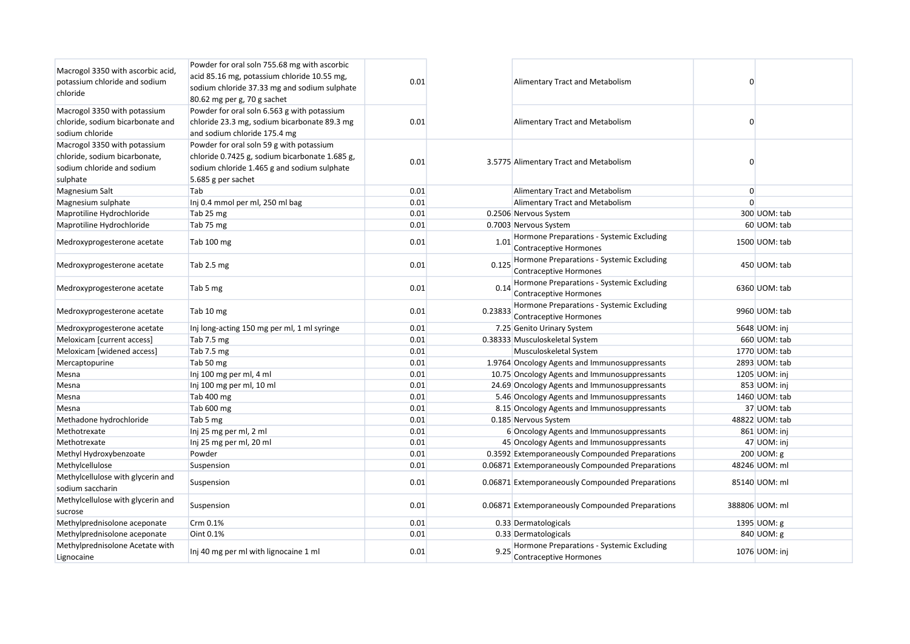| | | | | | | |
|---|---|---|---|---|---|---|
| Macrogol 3350 with ascorbic acid, potassium chloride and sodium chloride | Powder for oral soln 755.68 mg with ascorbic acid 85.16 mg, potassium chloride 10.55 mg, sodium chloride 37.33 mg and sodium sulphate 80.62 mg per g, 70 g sachet | 0.01 | | Alimentary Tract and Metabolism | 0 | |
| Macrogol 3350 with potassium chloride, sodium bicarbonate and sodium chloride | Powder for oral soln 6.563 g with potassium chloride 23.3 mg, sodium bicarbonate 89.3 mg and sodium chloride 175.4 mg | 0.01 | | Alimentary Tract and Metabolism | 0 | |
| Macrogol 3350 with potassium chloride, sodium bicarbonate, sodium chloride and sodium sulphate | Powder for oral soln 59 g with potassium chloride 0.7425 g, sodium bicarbonate 1.685 g, sodium chloride 1.465 g and sodium sulphate 5.685 g per sachet | 0.01 | 3.5775 | Alimentary Tract and Metabolism | 0 | |
| Magnesium Salt | Tab | 0.01 | | Alimentary Tract and Metabolism | 0 | |
| Magnesium sulphate | Inj 0.4 mmol per ml, 250 ml bag | 0.01 | | Alimentary Tract and Metabolism | 0 | |
| Maprotiline Hydrochloride | Tab 25 mg | 0.01 | 0.2506 | Nervous System | 300 | UOM: tab |
| Maprotiline Hydrochloride | Tab 75 mg | 0.01 | 0.7003 | Nervous System | 60 | UOM: tab |
| Medroxyprogesterone acetate | Tab 100 mg | 0.01 | 1.01 | Hormone Preparations - Systemic Excluding Contraceptive Hormones | 1500 | UOM: tab |
| Medroxyprogesterone acetate | Tab 2.5 mg | 0.01 | 0.125 | Hormone Preparations - Systemic Excluding Contraceptive Hormones | 450 | UOM: tab |
| Medroxyprogesterone acetate | Tab 5 mg | 0.01 | 0.14 | Hormone Preparations - Systemic Excluding Contraceptive Hormones | 6360 | UOM: tab |
| Medroxyprogesterone acetate | Tab 10 mg | 0.01 | 0.23833 | Hormone Preparations - Systemic Excluding Contraceptive Hormones | 9960 | UOM: tab |
| Medroxyprogesterone acetate | Inj long-acting 150 mg per ml, 1 ml syringe | 0.01 | 7.25 | Genito Urinary System | 5648 | UOM: inj |
| Meloxicam [current access] | Tab 7.5 mg | 0.01 | 0.38333 | Musculoskeletal System | 660 | UOM: tab |
| Meloxicam [widened access] | Tab 7.5 mg | 0.01 | | Musculoskeletal System | 1770 | UOM: tab |
| Mercaptopurine | Tab 50 mg | 0.01 | 1.9764 | Oncology Agents and Immunosuppressants | 2893 | UOM: tab |
| Mesna | Inj 100 mg per ml, 4 ml | 0.01 | 10.75 | Oncology Agents and Immunosuppressants | 1205 | UOM: inj |
| Mesna | Inj 100 mg per ml, 10 ml | 0.01 | 24.69 | Oncology Agents and Immunosuppressants | 853 | UOM: inj |
| Mesna | Tab 400 mg | 0.01 | 5.46 | Oncology Agents and Immunosuppressants | 1460 | UOM: tab |
| Mesna | Tab 600 mg | 0.01 | 8.15 | Oncology Agents and Immunosuppressants | 37 | UOM: tab |
| Methadone hydrochloride | Tab 5 mg | 0.01 | 0.185 | Nervous System | 48822 | UOM: tab |
| Methotrexate | Inj 25 mg per ml, 2 ml | 0.01 | 6 | Oncology Agents and Immunosuppressants | 861 | UOM: inj |
| Methotrexate | Inj 25 mg per ml, 20 ml | 0.01 | 45 | Oncology Agents and Immunosuppressants | 47 | UOM: inj |
| Methyl Hydroxybenzoate | Powder | 0.01 | 0.3592 | Extemporaneously Compounded Preparations | 200 | UOM: g |
| Methylcellulose | Suspension | 0.01 | 0.06871 | Extemporaneously Compounded Preparations | 48246 | UOM: ml |
| Methylcellulose with glycerin and sodium saccharin | Suspension | 0.01 | 0.06871 | Extemporaneously Compounded Preparations | 85140 | UOM: ml |
| Methylcellulose with glycerin and sucrose | Suspension | 0.01 | 0.06871 | Extemporaneously Compounded Preparations | 388806 | UOM: ml |
| Methylprednisolone aceponate | Crm 0.1% | 0.01 | 0.33 | Dermatologicals | 1395 | UOM: g |
| Methylprednisolone aceponate | Oint 0.1% | 0.01 | 0.33 | Dermatologicals | 840 | UOM: g |
| Methylprednisolone Acetate with Lignocaine | Inj 40 mg per ml with lignocaine 1 ml | 0.01 | 9.25 | Hormone Preparations - Systemic Excluding Contraceptive Hormones | 1076 | UOM: inj |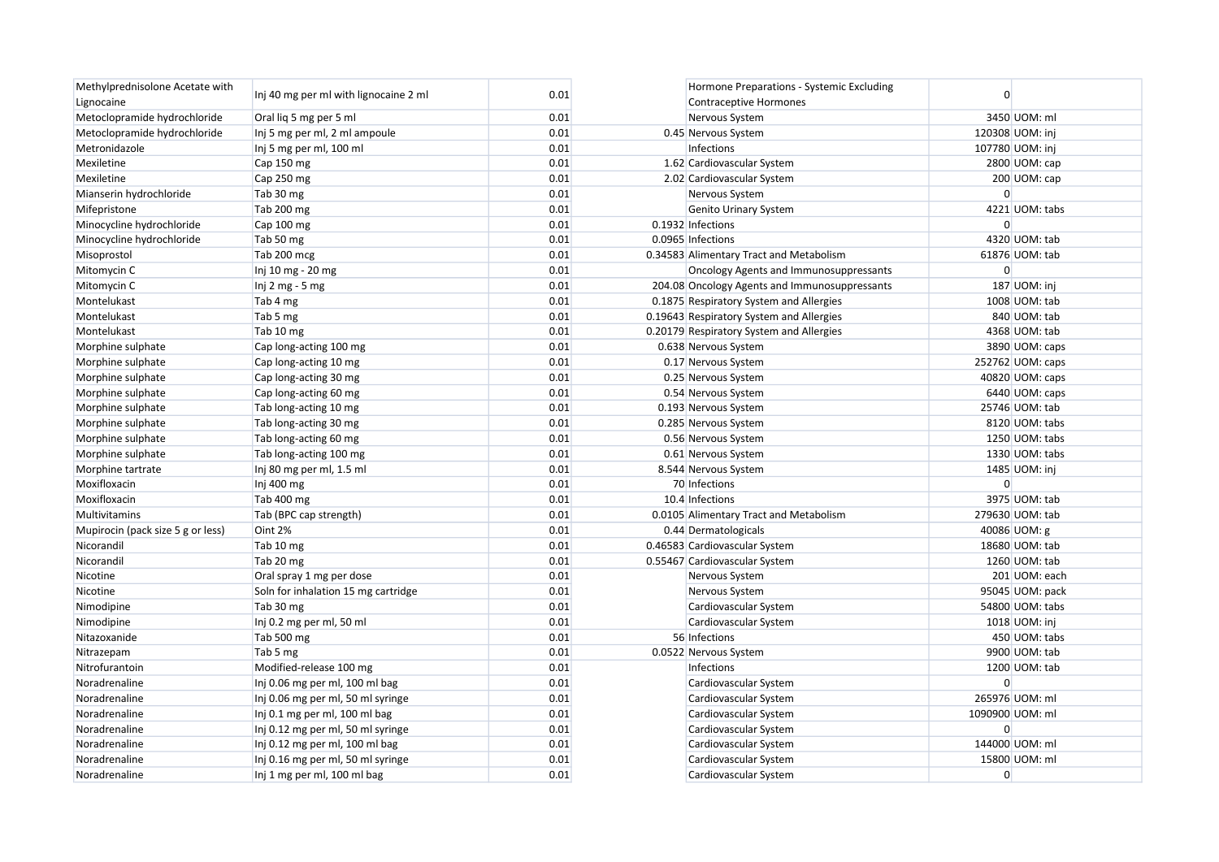| | | | | | | |
|---|---|---|---|---|---|---|
| Methylprednisolone Acetate with Lignocaine | Inj 40 mg per ml with lignocaine 2 ml | 0.01 | | Hormone Preparations - Systemic Excluding Contraceptive Hormones | 0 | |
| Metoclopramide hydrochloride | Oral liq 5 mg per 5 ml | 0.01 | | Nervous System | 3450 | UOM: ml |
| Metoclopramide hydrochloride | Inj 5 mg per ml, 2 ml ampoule | 0.01 | 0.45 | Nervous System | 120308 | UOM: inj |
| Metronidazole | Inj 5 mg per ml, 100 ml | 0.01 | | Infections | 107780 | UOM: inj |
| Mexiletine | Cap 150 mg | 0.01 | 1.62 | Cardiovascular System | 2800 | UOM: cap |
| Mexiletine | Cap 250 mg | 0.01 | 2.02 | Cardiovascular System | 200 | UOM: cap |
| Mianserin hydrochloride | Tab 30 mg | 0.01 | | Nervous System | 0 | |
| Mifepristone | Tab 200 mg | 0.01 | | Genito Urinary System | 4221 | UOM: tabs |
| Minocycline hydrochloride | Cap 100 mg | 0.01 | 0.1932 | Infections | 0 | |
| Minocycline hydrochloride | Tab 50 mg | 0.01 | 0.0965 | Infections | 4320 | UOM: tab |
| Misoprostol | Tab 200 mcg | 0.01 | 0.34583 | Alimentary Tract and Metabolism | 61876 | UOM: tab |
| Mitomycin C | Inj 10 mg - 20 mg | 0.01 | | Oncology Agents and Immunosuppressants | 0 | |
| Mitomycin C | Inj 2 mg - 5 mg | 0.01 | 204.08 | Oncology Agents and Immunosuppressants | 187 | UOM: inj |
| Montelukast | Tab 4 mg | 0.01 | 0.1875 | Respiratory System and Allergies | 1008 | UOM: tab |
| Montelukast | Tab 5 mg | 0.01 | 0.19643 | Respiratory System and Allergies | 840 | UOM: tab |
| Montelukast | Tab 10 mg | 0.01 | 0.20179 | Respiratory System and Allergies | 4368 | UOM: tab |
| Morphine sulphate | Cap long-acting 100 mg | 0.01 | 0.638 | Nervous System | 3890 | UOM: caps |
| Morphine sulphate | Cap long-acting 10 mg | 0.01 | 0.17 | Nervous System | 252762 | UOM: caps |
| Morphine sulphate | Cap long-acting 30 mg | 0.01 | 0.25 | Nervous System | 40820 | UOM: caps |
| Morphine sulphate | Cap long-acting 60 mg | 0.01 | 0.54 | Nervous System | 6440 | UOM: caps |
| Morphine sulphate | Tab long-acting 10 mg | 0.01 | 0.193 | Nervous System | 25746 | UOM: tab |
| Morphine sulphate | Tab long-acting 30 mg | 0.01 | 0.285 | Nervous System | 8120 | UOM: tabs |
| Morphine sulphate | Tab long-acting 60 mg | 0.01 | 0.56 | Nervous System | 1250 | UOM: tabs |
| Morphine sulphate | Tab long-acting 100 mg | 0.01 | 0.61 | Nervous System | 1330 | UOM: tabs |
| Morphine tartrate | Inj 80 mg per ml, 1.5 ml | 0.01 | 8.544 | Nervous System | 1485 | UOM: inj |
| Moxifloxacin | Inj 400 mg | 0.01 | 70 | Infections | 0 | |
| Moxifloxacin | Tab 400 mg | 0.01 | 10.4 | Infections | 3975 | UOM: tab |
| Multivitamins | Tab (BPC cap strength) | 0.01 | 0.0105 | Alimentary Tract and Metabolism | 279630 | UOM: tab |
| Mupirocin (pack size 5 g or less) | Oint 2% | 0.01 | 0.44 | Dermatologicals | 40086 | UOM: g |
| Nicorandil | Tab 10 mg | 0.01 | 0.46583 | Cardiovascular System | 18680 | UOM: tab |
| Nicorandil | Tab 20 mg | 0.01 | 0.55467 | Cardiovascular System | 1260 | UOM: tab |
| Nicotine | Oral spray 1 mg per dose | 0.01 | | Nervous System | 201 | UOM: each |
| Nicotine | Soln for inhalation 15 mg cartridge | 0.01 | | Nervous System | 95045 | UOM: pack |
| Nimodipine | Tab 30 mg | 0.01 | | Cardiovascular System | 54800 | UOM: tabs |
| Nimodipine | Inj 0.2 mg per ml, 50 ml | 0.01 | | Cardiovascular System | 1018 | UOM: inj |
| Nitazoxanide | Tab 500 mg | 0.01 | 56 | Infections | 450 | UOM: tabs |
| Nitrazepam | Tab 5 mg | 0.01 | 0.0522 | Nervous System | 9900 | UOM: tab |
| Nitrofurantoin | Modified-release 100 mg | 0.01 | | Infections | 1200 | UOM: tab |
| Noradrenaline | Inj 0.06 mg per ml, 100 ml bag | 0.01 | | Cardiovascular System | 0 | |
| Noradrenaline | Inj 0.06 mg per ml, 50 ml syringe | 0.01 | | Cardiovascular System | 265976 | UOM: ml |
| Noradrenaline | Inj 0.1 mg per ml, 100 ml bag | 0.01 | | Cardiovascular System | 1090900 | UOM: ml |
| Noradrenaline | Inj 0.12 mg per ml, 50 ml syringe | 0.01 | | Cardiovascular System | 0 | |
| Noradrenaline | Inj 0.12 mg per ml, 100 ml bag | 0.01 | | Cardiovascular System | 144000 | UOM: ml |
| Noradrenaline | Inj 0.16 mg per ml, 50 ml syringe | 0.01 | | Cardiovascular System | 15800 | UOM: ml |
| Noradrenaline | Inj 1 mg per ml, 100 ml bag | 0.01 | | Cardiovascular System | 0 | |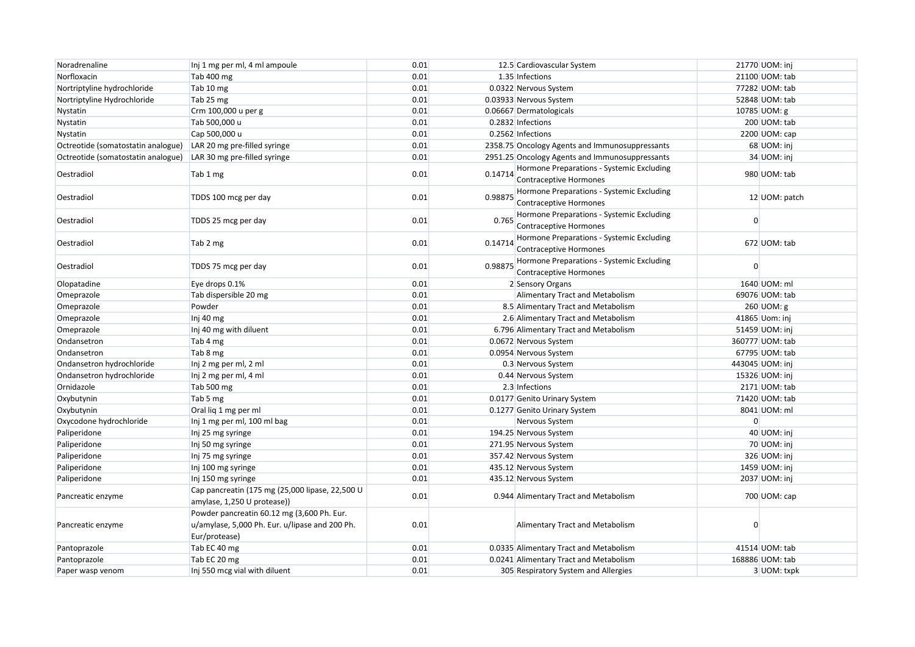| | | | | | | |
|---|---|---|---|---|---|---|
| Noradrenaline | Inj 1 mg per ml, 4 ml ampoule | 0.01 | 12.5 | Cardiovascular System | 21770 | UOM: inj |
| Norfloxacin | Tab 400 mg | 0.01 | 1.35 | Infections | 21100 | UOM: tab |
| Nortriptyline hydrochloride | Tab 10 mg | 0.01 | 0.0322 | Nervous System | 77282 | UOM: tab |
| Nortriptyline Hydrochloride | Tab 25 mg | 0.01 | 0.03933 | Nervous System | 52848 | UOM: tab |
| Nystatin | Crm 100,000 u per g | 0.01 | 0.06667 | Dermatologicals | 10785 | UOM: g |
| Nystatin | Tab 500,000 u | 0.01 | 0.2832 | Infections | 200 | UOM: tab |
| Nystatin | Cap 500,000 u | 0.01 | 0.2562 | Infections | 2200 | UOM: cap |
| Octreotide (somatostatin analogue) | LAR 20 mg pre-filled syringe | 0.01 | 2358.75 | Oncology Agents and Immunosuppressants | 68 | UOM: inj |
| Octreotide (somatostatin analogue) | LAR 30 mg pre-filled syringe | 0.01 | 2951.25 | Oncology Agents and Immunosuppressants | 34 | UOM: inj |
| Oestradiol | Tab 1 mg | 0.01 | 0.14714 | Hormone Preparations - Systemic Excluding Contraceptive Hormones | 980 | UOM: tab |
| Oestradiol | TDDS 100 mcg per day | 0.01 | 0.98875 | Hormone Preparations - Systemic Excluding Contraceptive Hormones | 12 | UOM: patch |
| Oestradiol | TDDS 25 mcg per day | 0.01 | 0.765 | Hormone Preparations - Systemic Excluding Contraceptive Hormones | 0 | |
| Oestradiol | Tab 2 mg | 0.01 | 0.14714 | Hormone Preparations - Systemic Excluding Contraceptive Hormones | 672 | UOM: tab |
| Oestradiol | TDDS 75 mcg per day | 0.01 | 0.98875 | Hormone Preparations - Systemic Excluding Contraceptive Hormones | 0 | |
| Olopatadine | Eye drops 0.1% | 0.01 | 2 | Sensory Organs | 1640 | UOM: ml |
| Omeprazole | Tab dispersible 20 mg | 0.01 | | Alimentary Tract and Metabolism | 69076 | UOM: tab |
| Omeprazole | Powder | 0.01 | 8.5 | Alimentary Tract and Metabolism | 260 | UOM: g |
| Omeprazole | Inj 40 mg | 0.01 | 2.6 | Alimentary Tract and Metabolism | 41865 | Uom: inj |
| Omeprazole | Inj 40 mg with diluent | 0.01 | 6.796 | Alimentary Tract and Metabolism | 51459 | UOM: inj |
| Ondansetron | Tab 4 mg | 0.01 | 0.0672 | Nervous System | 360777 | UOM: tab |
| Ondansetron | Tab 8 mg | 0.01 | 0.0954 | Nervous System | 67795 | UOM: tab |
| Ondansetron hydrochloride | Inj 2 mg per ml, 2 ml | 0.01 | 0.3 | Nervous System | 443045 | UOM: inj |
| Ondansetron hydrochloride | Inj 2 mg per ml, 4 ml | 0.01 | 0.44 | Nervous System | 15326 | UOM: inj |
| Ornidazole | Tab 500 mg | 0.01 | 2.3 | Infections | 2171 | UOM: tab |
| Oxybutynin | Tab 5 mg | 0.01 | 0.0177 | Genito Urinary System | 71420 | UOM: tab |
| Oxybutynin | Oral liq 1 mg per ml | 0.01 | 0.1277 | Genito Urinary System | 8041 | UOM: ml |
| Oxycodone hydrochloride | Inj 1 mg per ml, 100 ml bag | 0.01 | | Nervous System | 0 | |
| Paliperidone | Inj 25 mg syringe | 0.01 | 194.25 | Nervous System | 40 | UOM: inj |
| Paliperidone | Inj 50 mg syringe | 0.01 | 271.95 | Nervous System | 70 | UOM: inj |
| Paliperidone | Inj 75 mg syringe | 0.01 | 357.42 | Nervous System | 326 | UOM: inj |
| Paliperidone | Inj 100 mg syringe | 0.01 | 435.12 | Nervous System | 1459 | UOM: inj |
| Paliperidone | Inj 150 mg syringe | 0.01 | 435.12 | Nervous System | 2037 | UOM: inj |
| Pancreatic enzyme | Cap pancreatin (175 mg (25,000 lipase, 22,500 U amylase, 1,250 U protease)) | 0.01 | 0.944 | Alimentary Tract and Metabolism | 700 | UOM: cap |
| Pancreatic enzyme | Powder pancreatin 60.12 mg (3,600 Ph. Eur. u/amylase, 5,000 Ph. Eur. u/lipase and 200 Ph. Eur/protease) | 0.01 | | Alimentary Tract and Metabolism | 0 | |
| Pantoprazole | Tab EC 40 mg | 0.01 | 0.0335 | Alimentary Tract and Metabolism | 41514 | UOM: tab |
| Pantoprazole | Tab EC 20 mg | 0.01 | 0.0241 | Alimentary Tract and Metabolism | 168886 | UOM: tab |
| Paper wasp venom | Inj 550 mcg vial with diluent | 0.01 | 305 | Respiratory System and Allergies | 3 | UOM: txpk |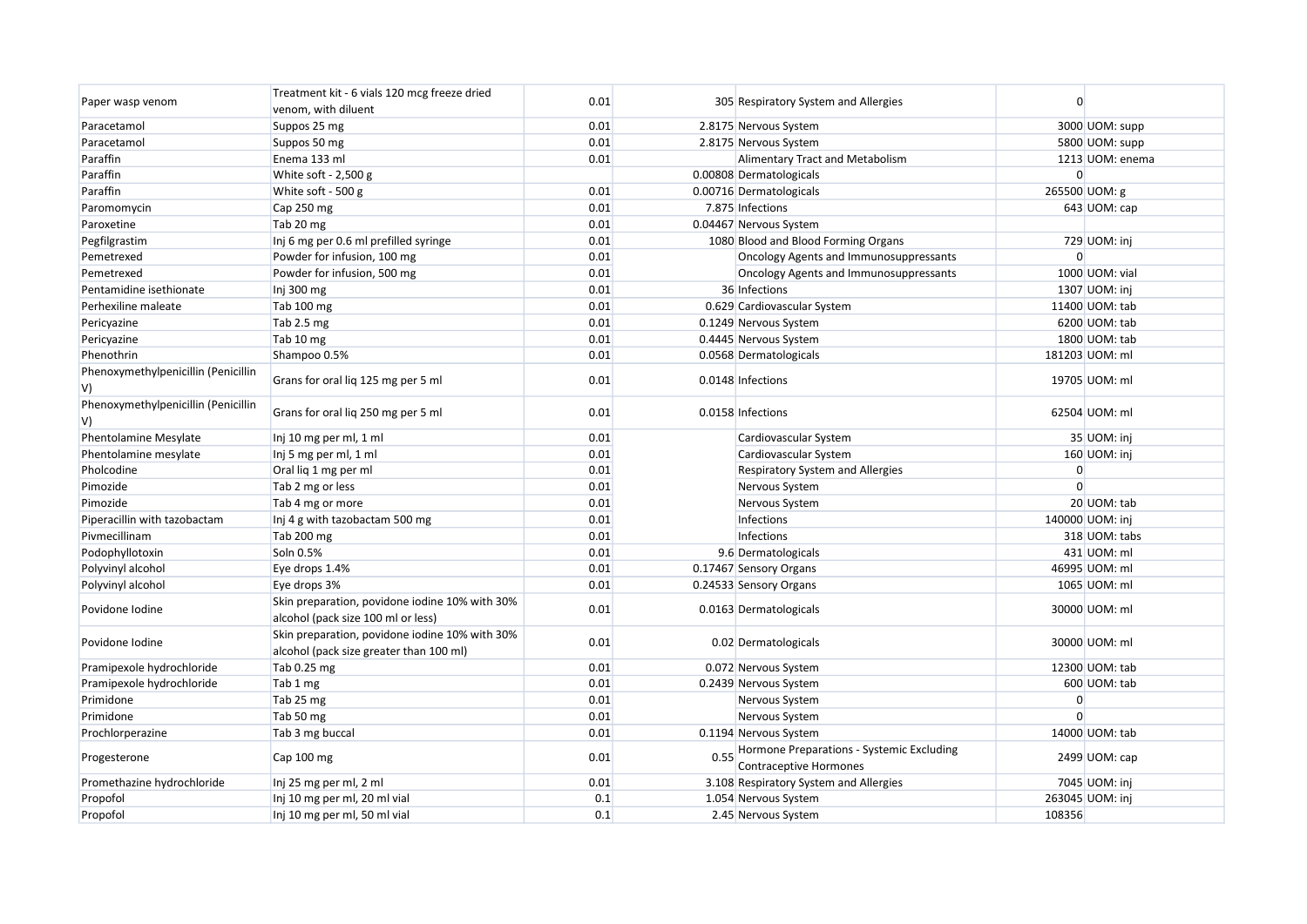| | | | | | | |
|---|---|---|---|---|---|---|
| Paper wasp venom | Treatment kit - 6 vials 120 mcg freeze dried venom, with diluent | 0.01 | 305 | Respiratory System and Allergies | 0 | |
| Paracetamol | Suppos 25 mg | 0.01 | 2.8175 | Nervous System | 3000 | UOM: supp |
| Paracetamol | Suppos 50 mg | 0.01 | 2.8175 | Nervous System | 5800 | UOM: supp |
| Paraffin | Enema 133 ml | 0.01 | | Alimentary Tract and Metabolism | 1213 | UOM: enema |
| Paraffin | White soft - 2,500 g | | 0.00808 | Dermatologicals | 0 | |
| Paraffin | White soft - 500 g | 0.01 | 0.00716 | Dermatologicals | 265500 | UOM: g |
| Paromomycin | Cap 250 mg | 0.01 | 7.875 | Infections | 643 | UOM: cap |
| Paroxetine | Tab 20 mg | 0.01 | 0.04467 | Nervous System | | |
| Pegfilgrastim | Inj 6 mg per 0.6 ml prefilled syringe | 0.01 | 1080 | Blood and Blood Forming Organs | 729 | UOM: inj |
| Pemetrexed | Powder for infusion, 100 mg | 0.01 | | Oncology Agents and Immunosuppressants | 0 | |
| Pemetrexed | Powder for infusion, 500 mg | 0.01 | | Oncology Agents and Immunosuppressants | 1000 | UOM: vial |
| Pentamidine isethionate | Inj 300 mg | 0.01 | 36 | Infections | 1307 | UOM: inj |
| Perhexiline maleate | Tab 100 mg | 0.01 | 0.629 | Cardiovascular System | 11400 | UOM: tab |
| Pericyazine | Tab 2.5 mg | 0.01 | 0.1249 | Nervous System | 6200 | UOM: tab |
| Pericyazine | Tab 10 mg | 0.01 | 0.4445 | Nervous System | 1800 | UOM: tab |
| Phenothrin | Shampoo 0.5% | 0.01 | 0.0568 | Dermatologicals | 181203 | UOM: ml |
| Phenoxymethylpenicillin (Penicillin V) | Grans for oral liq 125 mg per 5 ml | 0.01 | 0.0148 | Infections | 19705 | UOM: ml |
| Phenoxymethylpenicillin (Penicillin V) | Grans for oral liq 250 mg per 5 ml | 0.01 | 0.0158 | Infections | 62504 | UOM: ml |
| Phentolamine Mesylate | Inj 10 mg per ml, 1 ml | 0.01 | | Cardiovascular System | 35 | UOM: inj |
| Phentolamine mesylate | Inj 5 mg per ml, 1 ml | 0.01 | | Cardiovascular System | 160 | UOM: inj |
| Pholcodine | Oral liq 1 mg per ml | 0.01 | | Respiratory System and Allergies | 0 | |
| Pimozide | Tab 2 mg or less | 0.01 | | Nervous System | 0 | |
| Pimozide | Tab 4 mg or more | 0.01 | | Nervous System | 20 | UOM: tab |
| Piperacillin with tazobactam | Inj 4 g with tazobactam 500 mg | 0.01 | | Infections | 140000 | UOM: inj |
| Pivmecillinam | Tab 200 mg | 0.01 | | Infections | 318 | UOM: tabs |
| Podophyllotoxin | Soln 0.5% | 0.01 | 9.6 | Dermatologicals | 431 | UOM: ml |
| Polyvinyl alcohol | Eye drops 1.4% | 0.01 | 0.17467 | Sensory Organs | 46995 | UOM: ml |
| Polyvinyl alcohol | Eye drops 3% | 0.01 | 0.24533 | Sensory Organs | 1065 | UOM: ml |
| Povidone Iodine | Skin preparation, povidone iodine 10% with 30% alcohol (pack size 100 ml or less) | 0.01 | 0.0163 | Dermatologicals | 30000 | UOM: ml |
| Povidone Iodine | Skin preparation, povidone iodine 10% with 30% alcohol (pack size greater than 100 ml) | 0.01 | 0.02 | Dermatologicals | 30000 | UOM: ml |
| Pramipexole hydrochloride | Tab 0.25 mg | 0.01 | 0.072 | Nervous System | 12300 | UOM: tab |
| Pramipexole hydrochloride | Tab 1 mg | 0.01 | 0.2439 | Nervous System | 600 | UOM: tab |
| Primidone | Tab 25 mg | 0.01 | | Nervous System | 0 | |
| Primidone | Tab 50 mg | 0.01 | | Nervous System | 0 | |
| Prochlorperazine | Tab 3 mg buccal | 0.01 | 0.1194 | Nervous System | 14000 | UOM: tab |
| Progesterone | Cap 100 mg | 0.01 | 0.55 | Hormone Preparations - Systemic Excluding Contraceptive Hormones | 2499 | UOM: cap |
| Promethazine hydrochloride | Inj 25 mg per ml, 2 ml | 0.01 | 3.108 | Respiratory System and Allergies | 7045 | UOM: inj |
| Propofol | Inj 10 mg per ml, 20 ml vial | 0.1 | 1.054 | Nervous System | 263045 | UOM: inj |
| Propofol | Inj 10 mg per ml, 50 ml vial | 0.1 | 2.45 | Nervous System | 108356 | |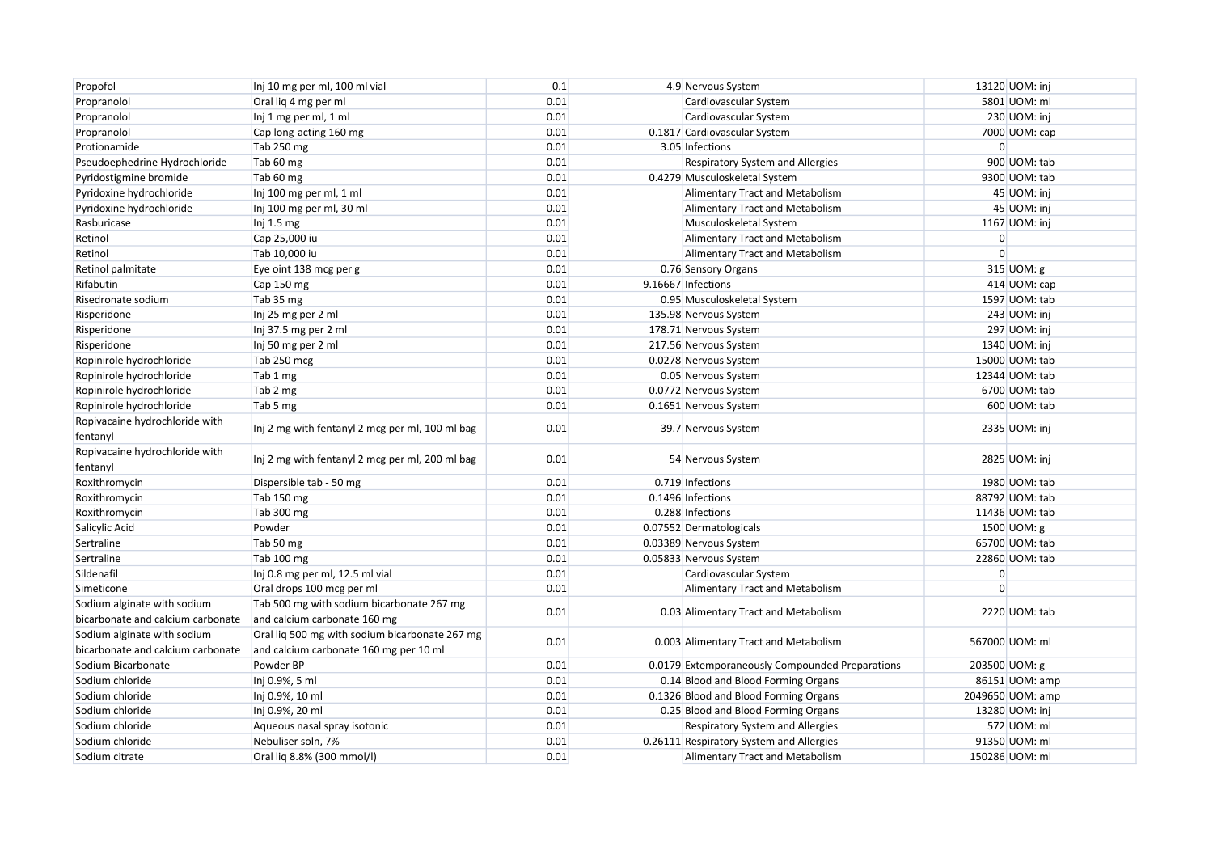| | | | | | | |
|---|---|---|---|---|---|---|
| Propofol | Inj 10 mg per ml, 100 ml vial | 0.1 | 4.9 | Nervous System | 13120 | UOM: inj |
| Propranolol | Oral liq 4 mg per ml | 0.01 | | Cardiovascular System | 5801 | UOM: ml |
| Propranolol | Inj 1 mg per ml, 1 ml | 0.01 | | Cardiovascular System | 230 | UOM: inj |
| Propranolol | Cap long-acting 160 mg | 0.01 | 0.1817 | Cardiovascular System | 7000 | UOM: cap |
| Protionamide | Tab 250 mg | 0.01 | 3.05 | Infections | 0 | |
| Pseudoephedrine Hydrochloride | Tab 60 mg | 0.01 | | Respiratory System and Allergies | 900 | UOM: tab |
| Pyridostigmine bromide | Tab 60 mg | 0.01 | 0.4279 | Musculoskeletal System | 9300 | UOM: tab |
| Pyridoxine hydrochloride | Inj 100 mg per ml, 1 ml | 0.01 | | Alimentary Tract and Metabolism | 45 | UOM: inj |
| Pyridoxine hydrochloride | Inj 100 mg per ml, 30 ml | 0.01 | | Alimentary Tract and Metabolism | 45 | UOM: inj |
| Rasburicase | Inj 1.5 mg | 0.01 | | Musculoskeletal System | 1167 | UOM: inj |
| Retinol | Cap 25,000 iu | 0.01 | | Alimentary Tract and Metabolism | 0 | |
| Retinol | Tab 10,000 iu | 0.01 | | Alimentary Tract and Metabolism | 0 | |
| Retinol palmitate | Eye oint 138 mcg per g | 0.01 | 0.76 | Sensory Organs | 315 | UOM: g |
| Rifabutin | Cap 150 mg | 0.01 | 9.16667 | Infections | 414 | UOM: cap |
| Risedronate sodium | Tab 35 mg | 0.01 | 0.95 | Musculoskeletal System | 1597 | UOM: tab |
| Risperidone | Inj 25 mg per 2 ml | 0.01 | 135.98 | Nervous System | 243 | UOM: inj |
| Risperidone | Inj 37.5 mg per 2 ml | 0.01 | 178.71 | Nervous System | 297 | UOM: inj |
| Risperidone | Inj 50 mg per 2 ml | 0.01 | 217.56 | Nervous System | 1340 | UOM: inj |
| Ropinirole hydrochloride | Tab 250 mcg | 0.01 | 0.0278 | Nervous System | 15000 | UOM: tab |
| Ropinirole hydrochloride | Tab 1 mg | 0.01 | 0.05 | Nervous System | 12344 | UOM: tab |
| Ropinirole hydrochloride | Tab 2 mg | 0.01 | 0.0772 | Nervous System | 6700 | UOM: tab |
| Ropinirole hydrochloride | Tab 5 mg | 0.01 | 0.1651 | Nervous System | 600 | UOM: tab |
| Ropivacaine hydrochloride with fentanyl | Inj 2 mg with fentanyl 2 mcg per ml, 100 ml bag | 0.01 | 39.7 | Nervous System | 2335 | UOM: inj |
| Ropivacaine hydrochloride with fentanyl | Inj 2 mg with fentanyl 2 mcg per ml, 200 ml bag | 0.01 | 54 | Nervous System | 2825 | UOM: inj |
| Roxithromycin | Dispersible tab - 50 mg | 0.01 | 0.719 | Infections | 1980 | UOM: tab |
| Roxithromycin | Tab 150 mg | 0.01 | 0.1496 | Infections | 88792 | UOM: tab |
| Roxithromycin | Tab 300 mg | 0.01 | 0.288 | Infections | 11436 | UOM: tab |
| Salicylic Acid | Powder | 0.01 | 0.07552 | Dermatologicals | 1500 | UOM: g |
| Sertraline | Tab 50 mg | 0.01 | 0.03389 | Nervous System | 65700 | UOM: tab |
| Sertraline | Tab 100 mg | 0.01 | 0.05833 | Nervous System | 22860 | UOM: tab |
| Sildenafil | Inj 0.8 mg per ml, 12.5 ml vial | 0.01 | | Cardiovascular System | 0 | |
| Simeticone | Oral drops 100 mcg per ml | 0.01 | | Alimentary Tract and Metabolism | 0 | |
| Sodium alginate with sodium bicarbonate and calcium carbonate | Tab 500 mg with sodium bicarbonate 267 mg and calcium carbonate 160 mg | 0.01 | 0.03 | Alimentary Tract and Metabolism | 2220 | UOM: tab |
| Sodium alginate with sodium bicarbonate and calcium carbonate | Oral liq 500 mg with sodium bicarbonate 267 mg and calcium carbonate 160 mg per 10 ml | 0.01 | 0.003 | Alimentary Tract and Metabolism | 567000 | UOM: ml |
| Sodium Bicarbonate | Powder BP | 0.01 | 0.0179 | Extemporaneously Compounded Preparations | 203500 | UOM: g |
| Sodium chloride | Inj 0.9%, 5 ml | 0.01 | 0.14 | Blood and Blood Forming Organs | 86151 | UOM: amp |
| Sodium chloride | Inj 0.9%, 10 ml | 0.01 | 0.1326 | Blood and Blood Forming Organs | 2049650 | UOM: amp |
| Sodium chloride | Inj 0.9%, 20 ml | 0.01 | 0.25 | Blood and Blood Forming Organs | 13280 | UOM: inj |
| Sodium chloride | Aqueous nasal spray isotonic | 0.01 | | Respiratory System and Allergies | 572 | UOM: ml |
| Sodium chloride | Nebuliser soln, 7% | 0.01 | 0.26111 | Respiratory System and Allergies | 91350 | UOM: ml |
| Sodium citrate | Oral liq 8.8% (300 mmol/l) | 0.01 | | Alimentary Tract and Metabolism | 150286 | UOM: ml |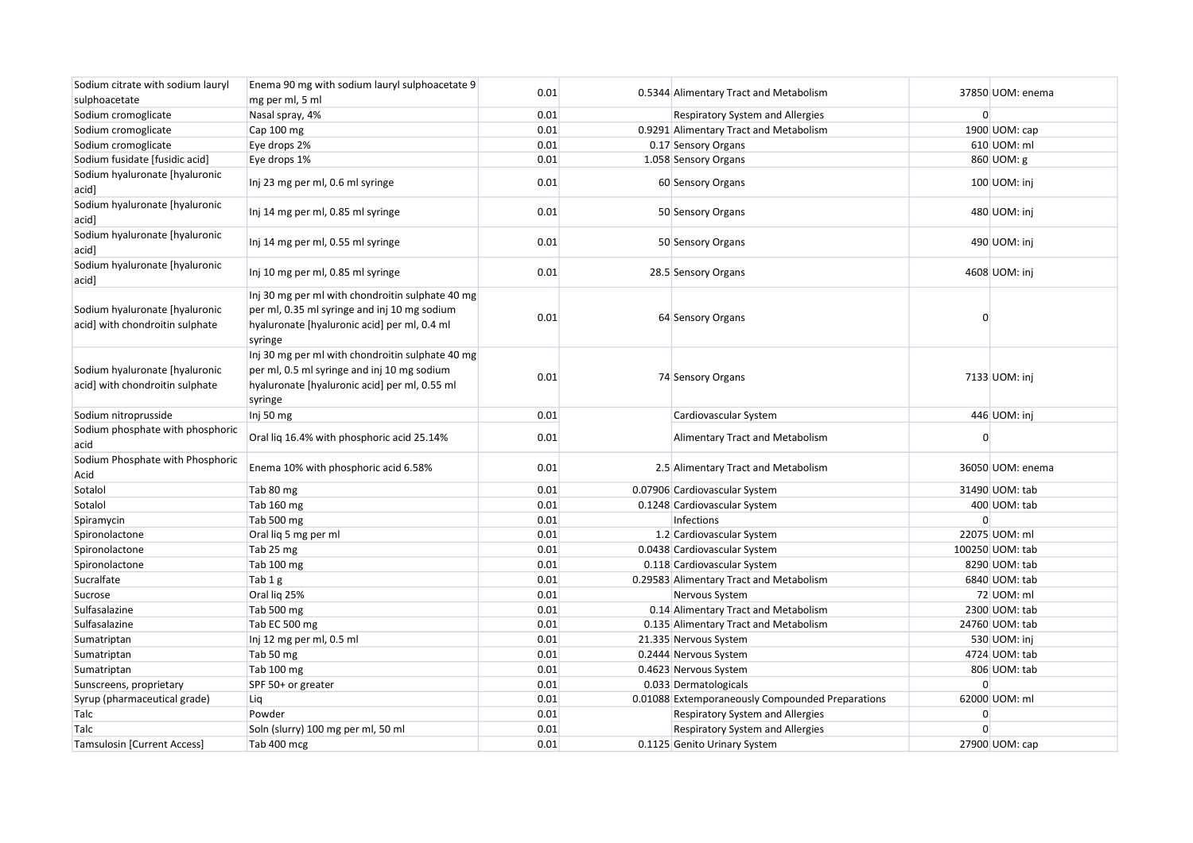| | | | | | | |
|---|---|---|---|---|---|---|
| Sodium citrate with sodium lauryl sulphoacetate | Enema 90 mg with sodium lauryl sulphoacetate 9 mg per ml, 5 ml | 0.01 | 0.5344 | Alimentary Tract and Metabolism | 37850 | UOM: enema |
| Sodium cromoglicate | Nasal spray, 4% | 0.01 | | Respiratory System and Allergies | 0 | |
| Sodium cromoglicate | Cap 100 mg | 0.01 | 0.9291 | Alimentary Tract and Metabolism | 1900 | UOM: cap |
| Sodium cromoglicate | Eye drops 2% | 0.01 | 0.17 | Sensory Organs | 610 | UOM: ml |
| Sodium fusidate [fusidic acid] | Eye drops 1% | 0.01 | 1.058 | Sensory Organs | 860 | UOM: g |
| Sodium hyaluronate [hyaluronic acid] | Inj 23 mg per ml, 0.6 ml syringe | 0.01 | 60 | Sensory Organs | 100 | UOM: inj |
| Sodium hyaluronate [hyaluronic acid] | Inj 14 mg per ml, 0.85 ml syringe | 0.01 | 50 | Sensory Organs | 480 | UOM: inj |
| Sodium hyaluronate [hyaluronic acid] | Inj 14 mg per ml, 0.55 ml syringe | 0.01 | 50 | Sensory Organs | 490 | UOM: inj |
| Sodium hyaluronate [hyaluronic acid] | Inj 10 mg per ml, 0.85 ml syringe | 0.01 | 28.5 | Sensory Organs | 4608 | UOM: inj |
| Sodium hyaluronate [hyaluronic acid] with chondroitin sulphate | Inj 30 mg per ml with chondroitin sulphate 40 mg per ml, 0.35 ml syringe and inj 10 mg sodium hyaluronate [hyaluronic acid] per ml, 0.4 ml syringe | 0.01 | 64 | Sensory Organs | 0 | |
| Sodium hyaluronate [hyaluronic acid] with chondroitin sulphate | Inj 30 mg per ml with chondroitin sulphate 40 mg per ml, 0.5 ml syringe and inj 10 mg sodium hyaluronate [hyaluronic acid] per ml, 0.55 ml syringe | 0.01 | 74 | Sensory Organs | 7133 | UOM: inj |
| Sodium nitroprusside | Inj 50 mg | 0.01 | | Cardiovascular System | 446 | UOM: inj |
| Sodium phosphate with phosphoric acid | Oral liq 16.4% with phosphoric acid 25.14% | 0.01 | | Alimentary Tract and Metabolism | 0 | |
| Sodium Phosphate with Phosphoric Acid | Enema 10% with phosphoric acid 6.58% | 0.01 | 2.5 | Alimentary Tract and Metabolism | 36050 | UOM: enema |
| Sotalol | Tab 80 mg | 0.01 | 0.07906 | Cardiovascular System | 31490 | UOM: tab |
| Sotalol | Tab 160 mg | 0.01 | 0.1248 | Cardiovascular System | 400 | UOM: tab |
| Spiramycin | Tab 500 mg | 0.01 | | Infections | 0 | |
| Spironolactone | Oral liq 5 mg per ml | 0.01 | 1.2 | Cardiovascular System | 22075 | UOM: ml |
| Spironolactone | Tab 25 mg | 0.01 | 0.0438 | Cardiovascular System | 100250 | UOM: tab |
| Spironolactone | Tab 100 mg | 0.01 | 0.118 | Cardiovascular System | 8290 | UOM: tab |
| Sucralfate | Tab 1 g | 0.01 | 0.29583 | Alimentary Tract and Metabolism | 6840 | UOM: tab |
| Sucrose | Oral liq 25% | 0.01 | | Nervous System | 72 | UOM: ml |
| Sulfasalazine | Tab 500 mg | 0.01 | 0.14 | Alimentary Tract and Metabolism | 2300 | UOM: tab |
| Sulfasalazine | Tab EC 500 mg | 0.01 | 0.135 | Alimentary Tract and Metabolism | 24760 | UOM: tab |
| Sumatriptan | Inj 12 mg per ml, 0.5 ml | 0.01 | 21.335 | Nervous System | 530 | UOM: inj |
| Sumatriptan | Tab 50 mg | 0.01 | 0.2444 | Nervous System | 4724 | UOM: tab |
| Sumatriptan | Tab 100 mg | 0.01 | 0.4623 | Nervous System | 806 | UOM: tab |
| Sunscreens, proprietary | SPF 50+ or greater | 0.01 | 0.033 | Dermatologicals | 0 | |
| Syrup (pharmaceutical grade) | Liq | 0.01 | 0.01088 | Extemporaneously Compounded Preparations | 62000 | UOM: ml |
| Talc | Powder | 0.01 | | Respiratory System and Allergies | 0 | |
| Talc | Soln (slurry) 100 mg per ml, 50 ml | 0.01 | | Respiratory System and Allergies | 0 | |
| Tamsulosin [Current Access] | Tab 400 mcg | 0.01 | 0.1125 | Genito Urinary System | 27900 | UOM: cap |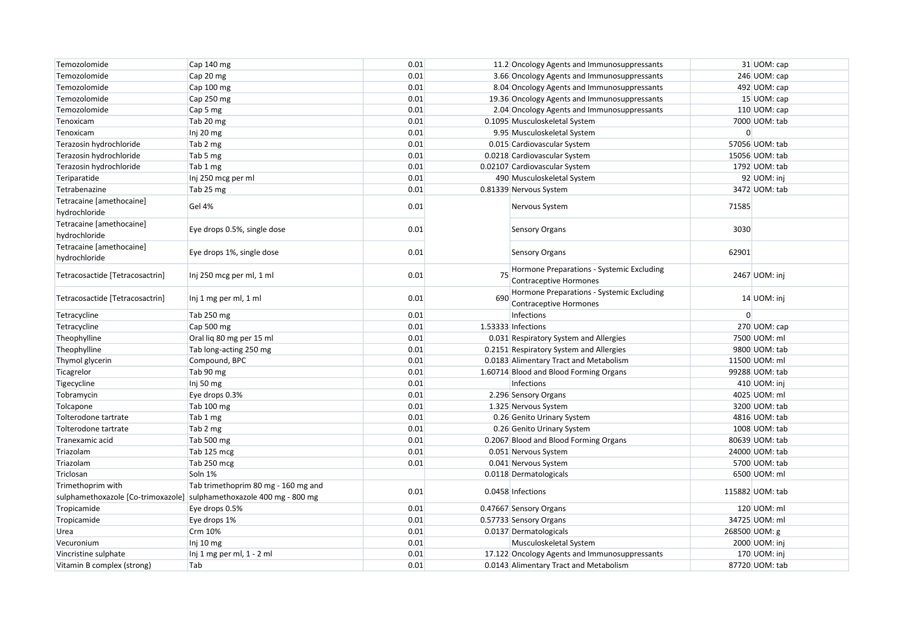| | | | | | | |
|---|---|---|---|---|---|---|
| Temozolomide | Cap 140 mg | 0.01 | 11.2 | Oncology Agents and Immunosuppressants | 31 | UOM: cap |
| Temozolomide | Cap 20 mg | 0.01 | 3.66 | Oncology Agents and Immunosuppressants | 246 | UOM: cap |
| Temozolomide | Cap 100 mg | 0.01 | 8.04 | Oncology Agents and Immunosuppressants | 492 | UOM: cap |
| Temozolomide | Cap 250 mg | 0.01 | 19.36 | Oncology Agents and Immunosuppressants | 15 | UOM: cap |
| Temozolomide | Cap 5 mg | 0.01 | 2.04 | Oncology Agents and Immunosuppressants | 110 | UOM: cap |
| Tenoxicam | Tab 20 mg | 0.01 | 0.1095 | Musculoskeletal System | 7000 | UOM: tab |
| Tenoxicam | Inj 20 mg | 0.01 | 9.95 | Musculoskeletal System | 0 | |
| Terazosin hydrochloride | Tab 2 mg | 0.01 | 0.015 | Cardiovascular System | 57056 | UOM: tab |
| Terazosin hydrochloride | Tab 5 mg | 0.01 | 0.0218 | Cardiovascular System | 15056 | UOM: tab |
| Terazosin hydrochloride | Tab 1 mg | 0.01 | 0.02107 | Cardiovascular System | 1792 | UOM: tab |
| Teriparatide | Inj 250 mcg per ml | 0.01 | 490 | Musculoskeletal System | 92 | UOM: inj |
| Tetrabenazine | Tab 25 mg | 0.01 | 0.81339 | Nervous System | 3472 | UOM: tab |
| Tetracaine [amethocaine] hydrochloride | Gel 4% | 0.01 | | Nervous System | 71585 | |
| Tetracaine [amethocaine] hydrochloride | Eye drops 0.5%, single dose | 0.01 | | Sensory Organs | 3030 | |
| Tetracaine [amethocaine] hydrochloride | Eye drops 1%, single dose | 0.01 | | Sensory Organs | 62901 | |
| Tetracosactide [Tetracosactrin] | Inj 250 mcg per ml, 1 ml | 0.01 | 75 | Hormone Preparations - Systemic Excluding Contraceptive Hormones | 2467 | UOM: inj |
| Tetracosactide [Tetracosactrin] | Inj 1 mg per ml, 1 ml | 0.01 | 690 | Hormone Preparations - Systemic Excluding Contraceptive Hormones | 14 | UOM: inj |
| Tetracycline | Tab 250 mg | 0.01 | | Infections | 0 | |
| Tetracycline | Cap 500 mg | 0.01 | 1.53333 | Infections | 270 | UOM: cap |
| Theophylline | Oral liq 80 mg per 15 ml | 0.01 | 0.031 | Respiratory System and Allergies | 7500 | UOM: ml |
| Theophylline | Tab long-acting 250 mg | 0.01 | 0.2151 | Respiratory System and Allergies | 9800 | UOM: tab |
| Thymol glycerin | Compound, BPC | 0.01 | 0.0183 | Alimentary Tract and Metabolism | 11500 | UOM: ml |
| Ticagrelor | Tab 90 mg | 0.01 | 1.60714 | Blood and Blood Forming Organs | 99288 | UOM: tab |
| Tigecycline | Inj 50 mg | 0.01 | | Infections | 410 | UOM: inj |
| Tobramycin | Eye drops 0.3% | 0.01 | 2.296 | Sensory Organs | 4025 | UOM: ml |
| Tolcapone | Tab 100 mg | 0.01 | 1.325 | Nervous System | 3200 | UOM: tab |
| Tolterodone tartrate | Tab 1 mg | 0.01 | 0.26 | Genito Urinary System | 4816 | UOM: tab |
| Tolterodone tartrate | Tab 2 mg | 0.01 | 0.26 | Genito Urinary System | 1008 | UOM: tab |
| Tranexamic acid | Tab 500 mg | 0.01 | 0.2067 | Blood and Blood Forming Organs | 80639 | UOM: tab |
| Triazolam | Tab 125 mcg | 0.01 | 0.051 | Nervous System | 24000 | UOM: tab |
| Triazolam | Tab 250 mcg | 0.01 | 0.041 | Nervous System | 5700 | UOM: tab |
| Triclosan | Soln 1% | | 0.0118 | Dermatologicals | 6500 | UOM: ml |
| Trimethoprim with sulphamethoxazole [Co-trimoxazole] | Tab trimethoprim 80 mg - 160 mg and sulphamethoxazole 400 mg - 800 mg | 0.01 | 0.0458 | Infections | 115882 | UOM: tab |
| Tropicamide | Eye drops 0.5% | 0.01 | 0.47667 | Sensory Organs | 120 | UOM: ml |
| Tropicamide | Eye drops 1% | 0.01 | 0.57733 | Sensory Organs | 34725 | UOM: ml |
| Urea | Crm 10% | 0.01 | 0.0137 | Dermatologicals | 268500 | UOM: g |
| Vecuronium | Inj 10 mg | 0.01 | | Musculoskeletal System | 2000 | UOM: inj |
| Vincristine sulphate | Inj 1 mg per ml, 1 - 2 ml | 0.01 | 17.122 | Oncology Agents and Immunosuppressants | 170 | UOM: inj |
| Vitamin B complex (strong) | Tab | 0.01 | 0.0143 | Alimentary Tract and Metabolism | 87720 | UOM: tab |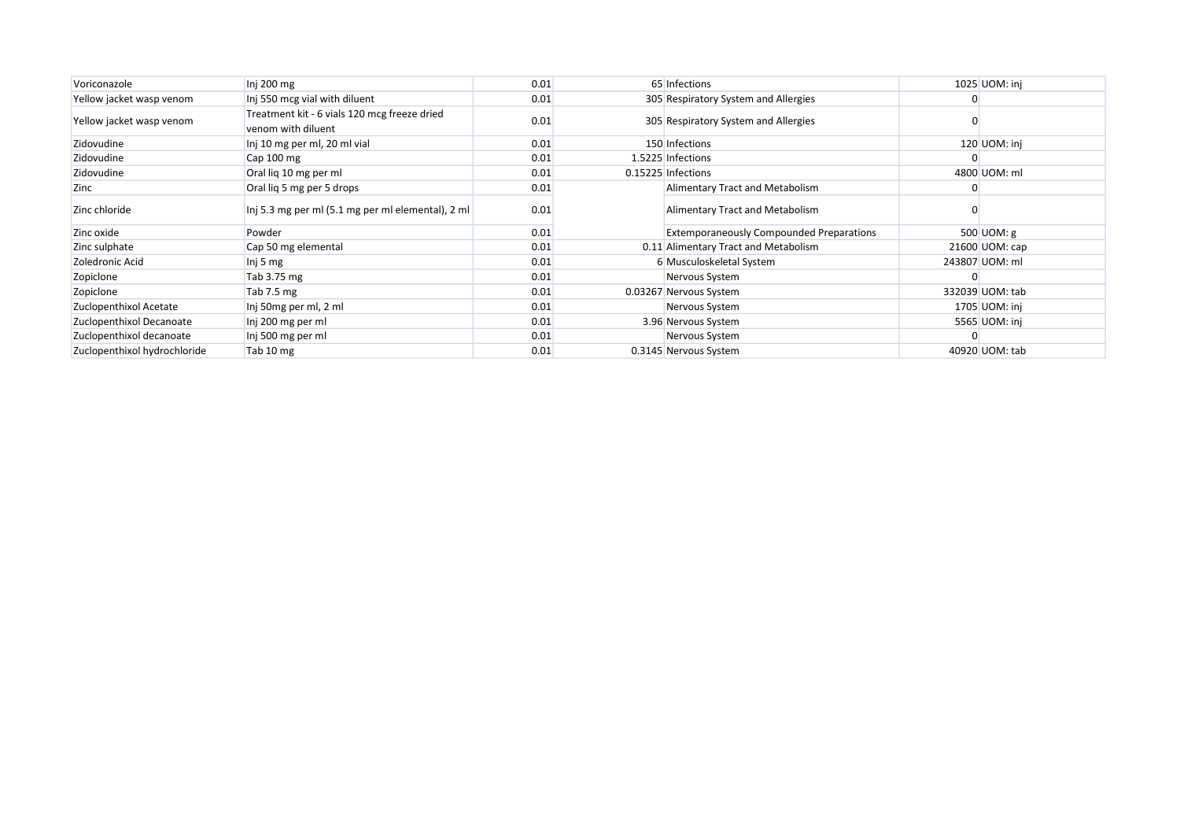| | | | | | | |
|---|---|---|---|---|---|---|
| Voriconazole | Inj 200 mg | 0.01 | 65 | Infections | 1025 | UOM: inj |
| Yellow jacket wasp venom | Inj 550 mcg vial with diluent | 0.01 | 305 | Respiratory System and Allergies | 0 | |
| Yellow jacket wasp venom | Treatment kit - 6 vials 120 mcg freeze dried venom with diluent | 0.01 | 305 | Respiratory System and Allergies | 0 | |
| Zidovudine | Inj 10 mg per ml, 20 ml vial | 0.01 | 150 | Infections | 120 | UOM: inj |
| Zidovudine | Cap 100 mg | 0.01 | 1.5225 | Infections | 0 | |
| Zidovudine | Oral liq 10 mg per ml | 0.01 | 0.15225 | Infections | 4800 | UOM: ml |
| Zinc | Oral liq 5 mg per 5 drops | 0.01 | | Alimentary Tract and Metabolism | 0 | |
| Zinc chloride | Inj 5.3 mg per ml (5.1 mg per ml elemental), 2 ml | 0.01 | | Alimentary Tract and Metabolism | 0 | |
| Zinc oxide | Powder | 0.01 | | Extemporaneously Compounded Preparations | 500 | UOM: g |
| Zinc sulphate | Cap 50 mg elemental | 0.01 | 0.11 | Alimentary Tract and Metabolism | 21600 | UOM: cap |
| Zoledronic Acid | Inj 5 mg | 0.01 | 6 | Musculoskeletal System | 243807 | UOM: ml |
| Zopiclone | Tab 3.75 mg | 0.01 | | Nervous System | 0 | |
| Zopiclone | Tab 7.5 mg | 0.01 | 0.03267 | Nervous System | 332039 | UOM: tab |
| Zuclopenthixol Acetate | Inj 50mg per ml, 2 ml | 0.01 | | Nervous System | 1705 | UOM: inj |
| Zuclopenthixol Decanoate | Inj 200 mg per ml | 0.01 | 3.96 | Nervous System | 5565 | UOM: inj |
| Zuclopenthixol decanoate | Inj 500 mg per ml | 0.01 | | Nervous System | 0 | |
| Zuclopenthixol hydrochloride | Tab 10 mg | 0.01 | 0.3145 | Nervous System | 40920 | UOM: tab |